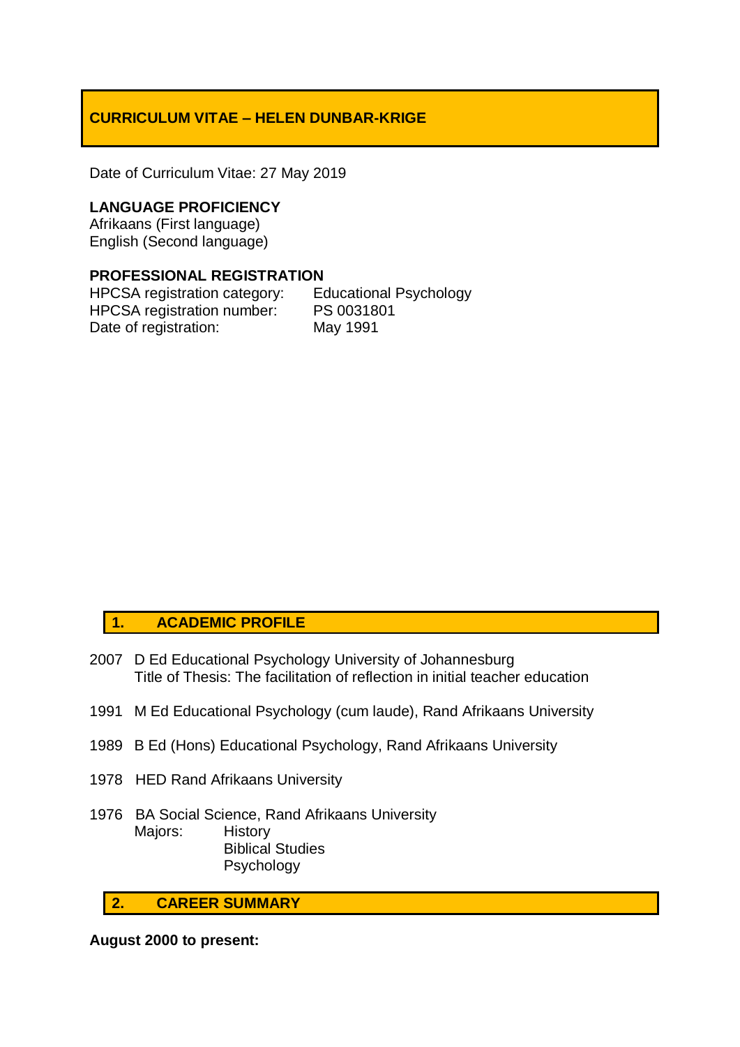# CURRICULUM VITAE – HELEN DUNBAR-KRIGE

Date of Curriculum Vitae: 27 May 2019

**LANGUAGE PROFICIENCY**
Afrikaans (First language)
English (Second language)

**PROFESSIONAL REGISTRATION**

| | |
|---|---|
| HPCSA registration category: | Educational Psychology |
| HPCSA registration number: | PS 0031801 |
| Date of registration: | May 1991 |

## 1. ACADEMIC PROFILE

2007 D Ed Educational Psychology University of Johannesburg
Title of Thesis: The facilitation of reflection in initial teacher education

1991 M Ed Educational Psychology (cum laude), Rand Afrikaans University

1989 B Ed (Hons) Educational Psychology, Rand Afrikaans University

1978 HED Rand Afrikaans University

1976 BA Social Science, Rand Afrikaans University
Majors:
- History
- Biblical Studies
- Psychology

## 2. CAREER SUMMARY

**August 2000 to present:**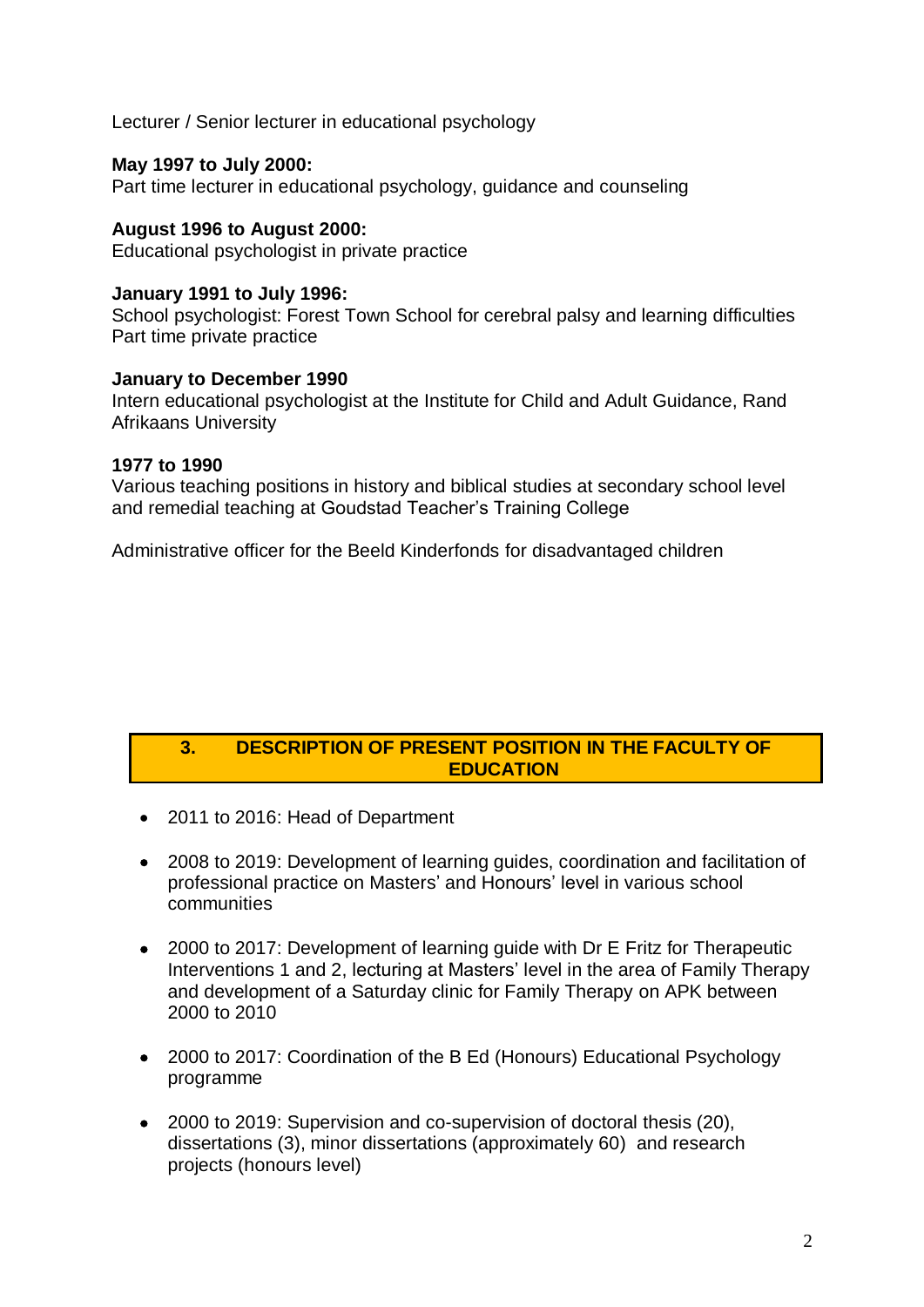Lecturer / Senior lecturer in educational psychology

**May 1997 to July 2000:**
Part time lecturer in educational psychology, guidance and counseling

**August 1996 to August 2000:**
Educational psychologist in private practice

**January 1991 to July 1996:**
School psychologist: Forest Town School for cerebral palsy and learning difficulties
Part time private practice

**January to December 1990**
Intern educational psychologist at the Institute for Child and Adult Guidance, Rand Afrikaans University

**1977 to 1990**
Various teaching positions in history and biblical studies at secondary school level and remedial teaching at Goudstad Teacher's Training College

Administrative officer for the Beeld Kinderfonds for disadvantaged children

## 3. DESCRIPTION OF PRESENT POSITION IN THE FACULTY OF EDUCATION

- 2011 to 2016: Head of Department
- 2008 to 2019: Development of learning guides, coordination and facilitation of professional practice on Masters' and Honours' level in various school communities
- 2000 to 2017: Development of learning guide with Dr E Fritz for Therapeutic Interventions 1 and 2, lecturing at Masters' level in the area of Family Therapy and development of a Saturday clinic for Family Therapy on APK between 2000 to 2010
- 2000 to 2017: Coordination of the B Ed (Honours) Educational Psychology programme
- 2000 to 2019: Supervision and co-supervision of doctoral thesis (20), dissertations (3), minor dissertations (approximately 60) and research projects (honours level)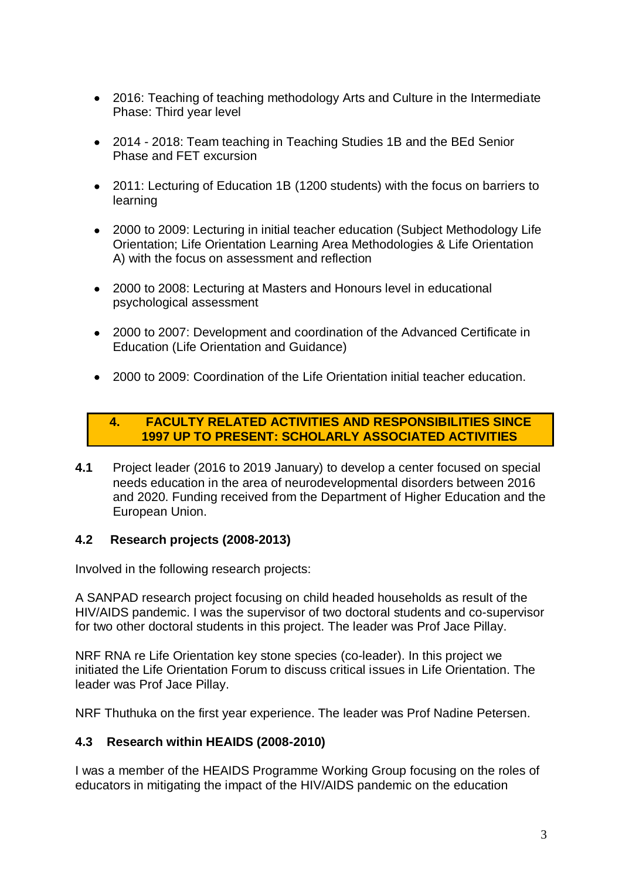- 2016: Teaching of teaching methodology Arts and Culture in the Intermediate Phase: Third year level
- 2014 - 2018: Team teaching in Teaching Studies 1B and the BEd Senior Phase and FET excursion
- 2011: Lecturing of Education 1B (1200 students) with the focus on barriers to learning
- 2000 to 2009: Lecturing in initial teacher education (Subject Methodology Life Orientation; Life Orientation Learning Area Methodologies & Life Orientation A) with the focus on assessment and reflection
- 2000 to 2008: Lecturing at Masters and Honours level in educational psychological assessment
- 2000 to 2007: Development and coordination of the Advanced Certificate in Education (Life Orientation and Guidance)
- 2000 to 2009: Coordination of the Life Orientation initial teacher education.

## 4. FACULTY RELATED ACTIVITIES AND RESPONSIBILITIES SINCE 1997 UP TO PRESENT: SCHOLARLY ASSOCIATED ACTIVITIES

**4.1** Project leader (2016 to 2019 January) to develop a center focused on special needs education in the area of neurodevelopmental disorders between 2016 and 2020. Funding received from the Department of Higher Education and the European Union.

### 4.2 Research projects (2008-2013)

Involved in the following research projects:

A SANPAD research project focusing on child headed households as result of the HIV/AIDS pandemic. I was the supervisor of two doctoral students and co-supervisor for two other doctoral students in this project. The leader was Prof Jace Pillay.

NRF RNA re Life Orientation key stone species (co-leader). In this project we initiated the Life Orientation Forum to discuss critical issues in Life Orientation. The leader was Prof Jace Pillay.

NRF Thuthuka on the first year experience. The leader was Prof Nadine Petersen.

### 4.3 Research within HEAIDS (2008-2010)

I was a member of the HEAIDS Programme Working Group focusing on the roles of educators in mitigating the impact of the HIV/AIDS pandemic on the education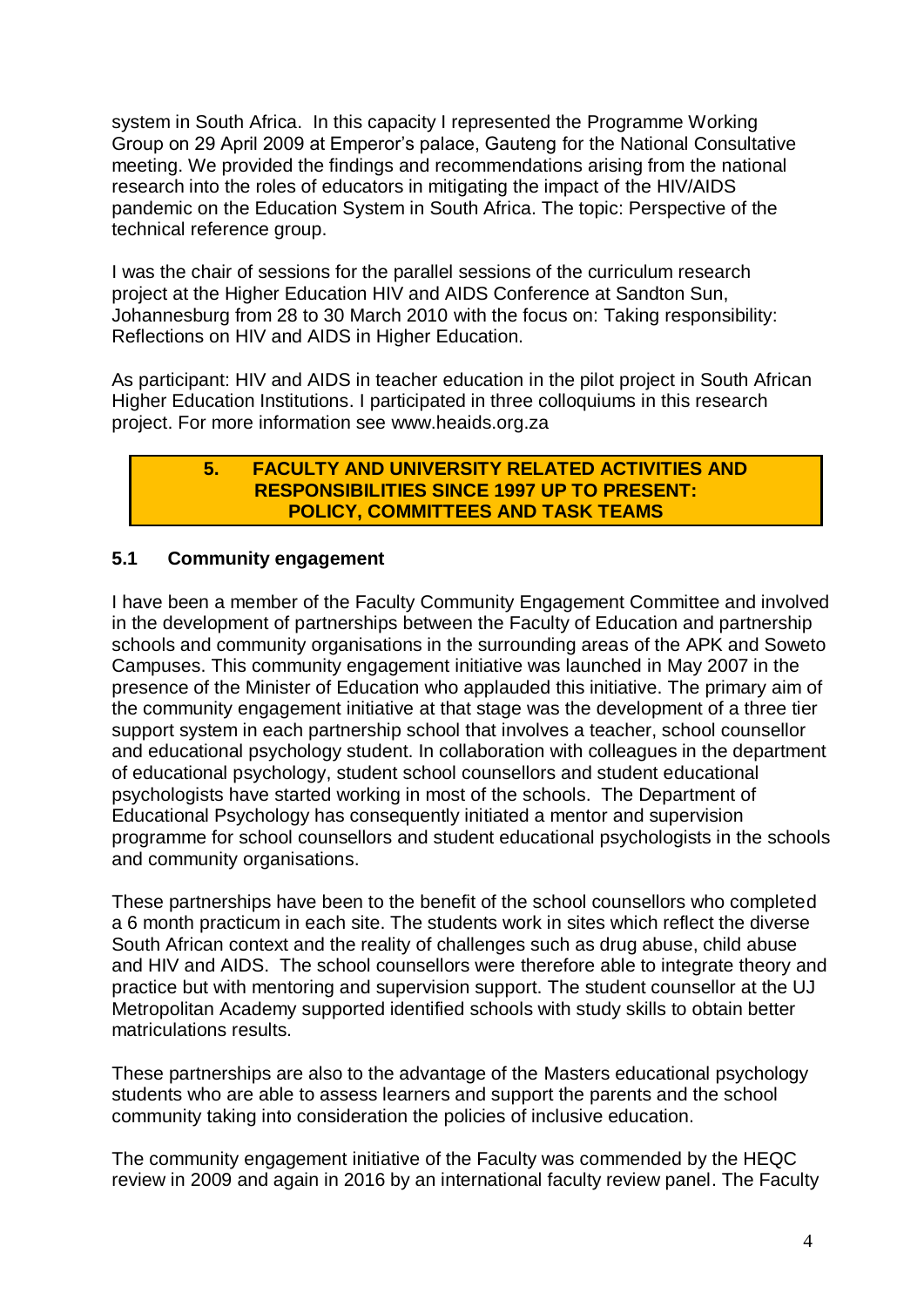system in South Africa. In this capacity I represented the Programme Working Group on 29 April 2009 at Emperor's palace, Gauteng for the National Consultative meeting. We provided the findings and recommendations arising from the national research into the roles of educators in mitigating the impact of the HIV/AIDS pandemic on the Education System in South Africa. The topic: Perspective of the technical reference group.

I was the chair of sessions for the parallel sessions of the curriculum research project at the Higher Education HIV and AIDS Conference at Sandton Sun, Johannesburg from 28 to 30 March 2010 with the focus on: Taking responsibility: Reflections on HIV and AIDS in Higher Education.

As participant: HIV and AIDS in teacher education in the pilot project in South African Higher Education Institutions. I participated in three colloquiums in this research project. For more information see www.heaids.org.za

## 5. FACULTY AND UNIVERSITY RELATED ACTIVITIES AND RESPONSIBILITIES SINCE 1997 UP TO PRESENT: POLICY, COMMITTEES AND TASK TEAMS

### 5.1 Community engagement

I have been a member of the Faculty Community Engagement Committee and involved in the development of partnerships between the Faculty of Education and partnership schools and community organisations in the surrounding areas of the APK and Soweto Campuses. This community engagement initiative was launched in May 2007 in the presence of the Minister of Education who applauded this initiative. The primary aim of the community engagement initiative at that stage was the development of a three tier support system in each partnership school that involves a teacher, school counsellor and educational psychology student. In collaboration with colleagues in the department of educational psychology, student school counsellors and student educational psychologists have started working in most of the schools. The Department of Educational Psychology has consequently initiated a mentor and supervision programme for school counsellors and student educational psychologists in the schools and community organisations.

These partnerships have been to the benefit of the school counsellors who completed a 6 month practicum in each site. The students work in sites which reflect the diverse South African context and the reality of challenges such as drug abuse, child abuse and HIV and AIDS. The school counsellors were therefore able to integrate theory and practice but with mentoring and supervision support. The student counsellor at the UJ Metropolitan Academy supported identified schools with study skills to obtain better matriculations results.

These partnerships are also to the advantage of the Masters educational psychology students who are able to assess learners and support the parents and the school community taking into consideration the policies of inclusive education.

The community engagement initiative of the Faculty was commended by the HEQC review in 2009 and again in 2016 by an international faculty review panel. The Faculty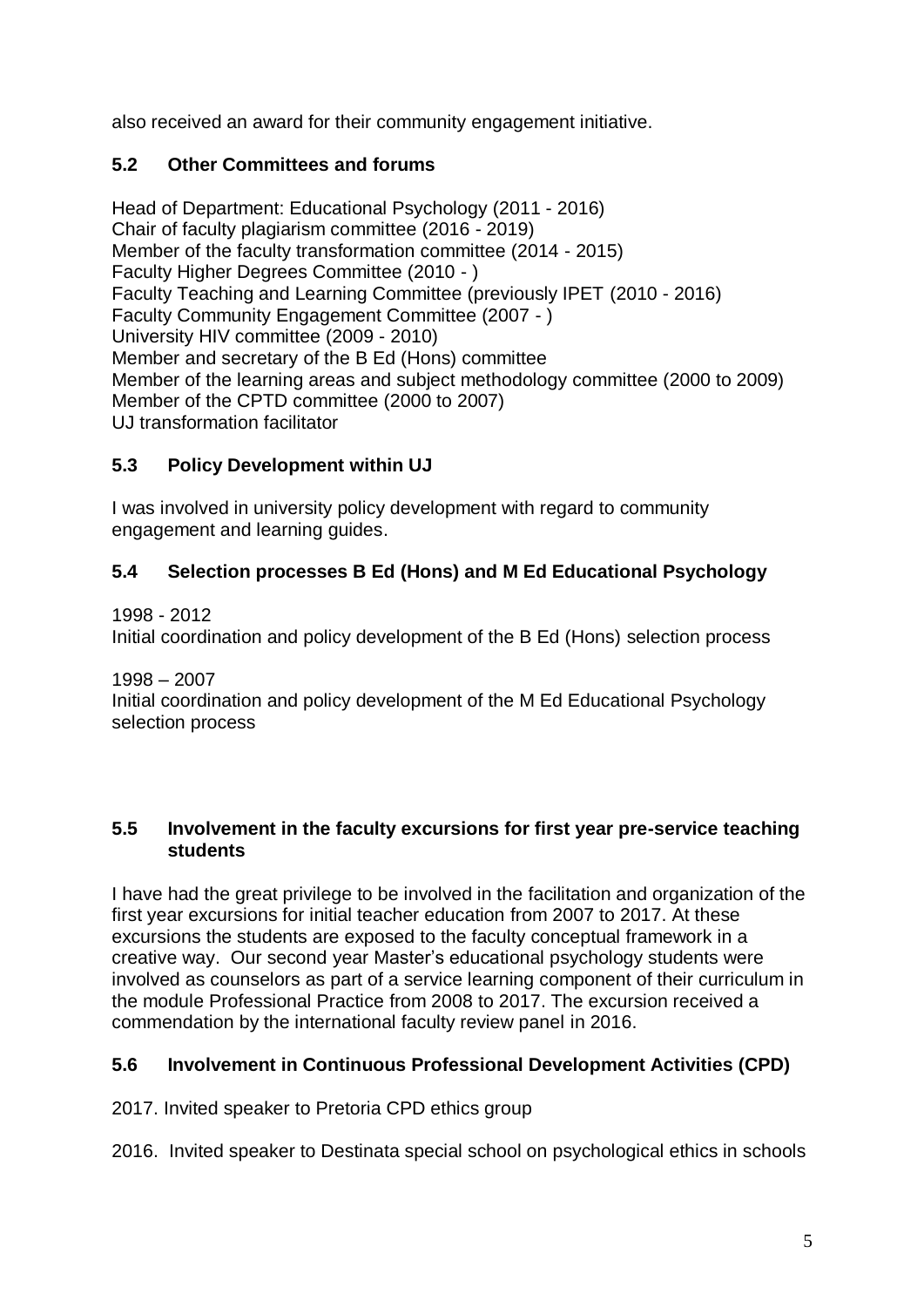also received an award for their community engagement initiative.

## 5.2 Other Committees and forums

Head of Department: Educational Psychology (2011 - 2016)
Chair of faculty plagiarism committee (2016 - 2019)
Member of the faculty transformation committee (2014 - 2015)
Faculty Higher Degrees Committee (2010 - )
Faculty Teaching and Learning Committee (previously IPET (2010 - 2016)
Faculty Community Engagement Committee (2007 - )
University HIV committee (2009 - 2010)
Member and secretary of the B Ed (Hons) committee
Member of the learning areas and subject methodology committee (2000 to 2009)
Member of the CPTD committee (2000 to 2007)
UJ transformation facilitator

## 5.3 Policy Development within UJ

I was involved in university policy development with regard to community engagement and learning guides.

## 5.4 Selection processes B Ed (Hons) and M Ed Educational Psychology

1998 - 2012
Initial coordination and policy development of the B Ed (Hons) selection process

1998 – 2007
Initial coordination and policy development of the M Ed Educational Psychology selection process

## 5.5 Involvement in the faculty excursions for first year pre-service teaching students

I have had the great privilege to be involved in the facilitation and organization of the first year excursions for initial teacher education from 2007 to 2017. At these excursions the students are exposed to the faculty conceptual framework in a creative way. Our second year Master's educational psychology students were involved as counselors as part of a service learning component of their curriculum in the module Professional Practice from 2008 to 2017. The excursion received a commendation by the international faculty review panel in 2016.

## 5.6 Involvement in Continuous Professional Development Activities (CPD)

2017. Invited speaker to Pretoria CPD ethics group

2016. Invited speaker to Destinata special school on psychological ethics in schools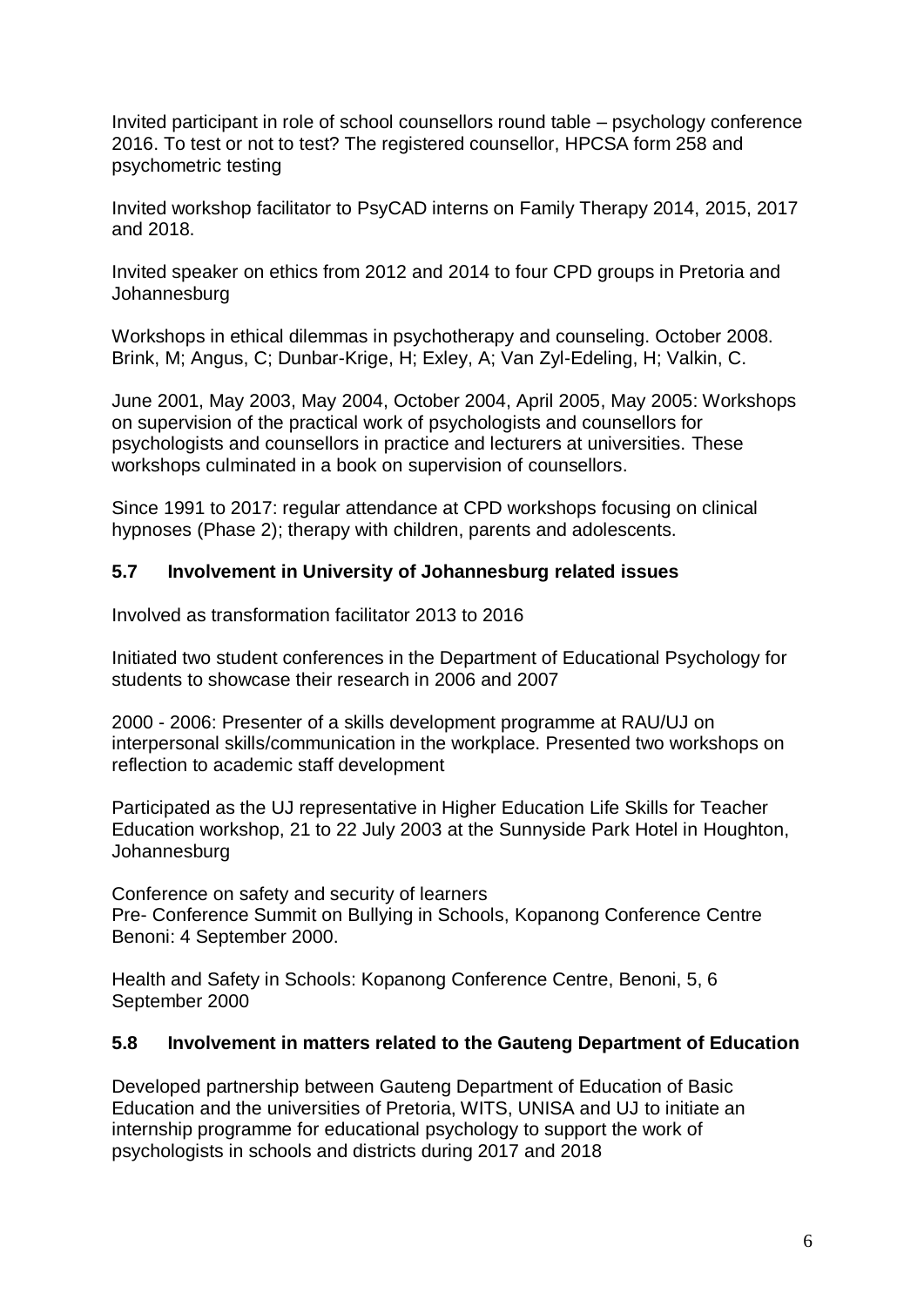Invited participant in role of school counsellors round table – psychology conference 2016. To test or not to test? The registered counsellor, HPCSA form 258 and psychometric testing

Invited workshop facilitator to PsyCAD interns on Family Therapy 2014, 2015, 2017 and 2018.

Invited speaker on ethics from 2012 and 2014 to four CPD groups in Pretoria and Johannesburg

Workshops in ethical dilemmas in psychotherapy and counseling. October 2008. Brink, M; Angus, C; Dunbar-Krige, H; Exley, A; Van Zyl-Edeling, H; Valkin, C.

June 2001, May 2003, May 2004, October 2004, April 2005, May 2005: Workshops on supervision of the practical work of psychologists and counsellors for psychologists and counsellors in practice and lecturers at universities. These workshops culminated in a book on supervision of counsellors.

Since 1991 to 2017: regular attendance at CPD workshops focusing on clinical hypnoses (Phase 2); therapy with children, parents and adolescents.

### 5.7 Involvement in University of Johannesburg related issues

Involved as transformation facilitator 2013 to 2016

Initiated two student conferences in the Department of Educational Psychology for students to showcase their research in 2006 and 2007

2000 - 2006: Presenter of a skills development programme at RAU/UJ on interpersonal skills/communication in the workplace. Presented two workshops on reflection to academic staff development

Participated as the UJ representative in Higher Education Life Skills for Teacher Education workshop, 21 to 22 July 2003 at the Sunnyside Park Hotel in Houghton, Johannesburg

Conference on safety and security of learners
Pre- Conference Summit on Bullying in Schools, Kopanong Conference Centre Benoni: 4 September 2000.

Health and Safety in Schools: Kopanong Conference Centre, Benoni, 5, 6 September 2000

### 5.8 Involvement in matters related to the Gauteng Department of Education

Developed partnership between Gauteng Department of Education of Basic Education and the universities of Pretoria, WITS, UNISA and UJ to initiate an internship programme for educational psychology to support the work of psychologists in schools and districts during 2017 and 2018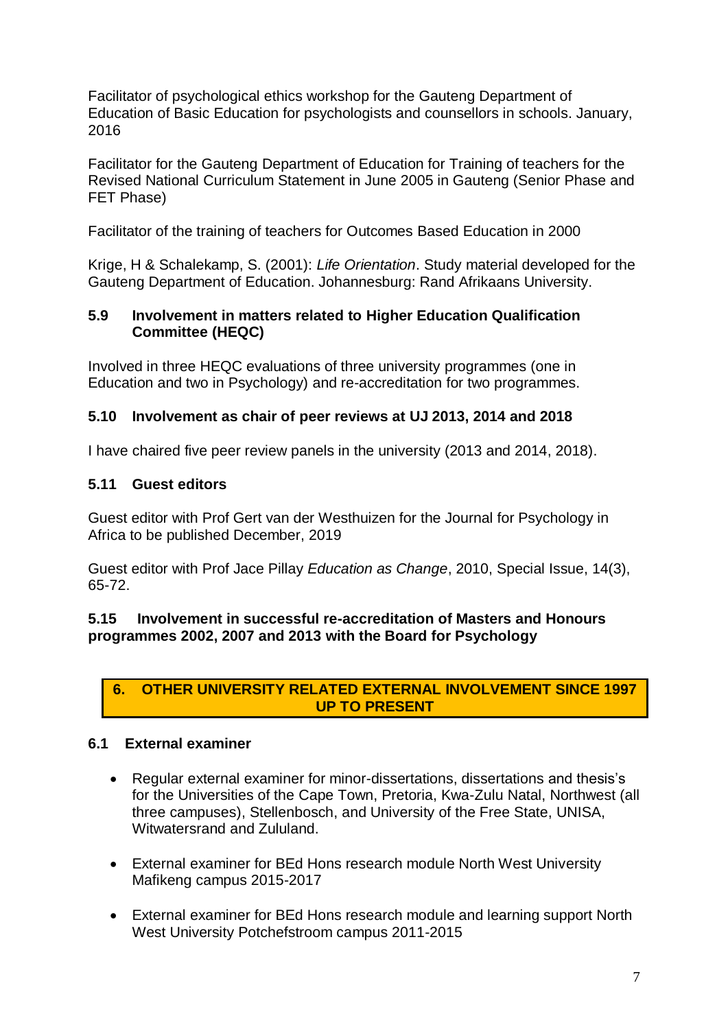Facilitator of psychological ethics workshop for the Gauteng Department of Education of Basic Education for psychologists and counsellors in schools. January, 2016

Facilitator for the Gauteng Department of Education for Training of teachers for the Revised National Curriculum Statement in June 2005 in Gauteng (Senior Phase and FET Phase)

Facilitator of the training of teachers for Outcomes Based Education in 2000

Krige, H & Schalekamp, S. (2001): *Life Orientation*. Study material developed for the Gauteng Department of Education. Johannesburg: Rand Afrikaans University.

### 5.9 Involvement in matters related to Higher Education Qualification Committee (HEQC)

Involved in three HEQC evaluations of three university programmes (one in Education and two in Psychology) and re-accreditation for two programmes.

### 5.10 Involvement as chair of peer reviews at UJ 2013, 2014 and 2018

I have chaired five peer review panels in the university (2013 and 2014, 2018).

### 5.11 Guest editors

Guest editor with Prof Gert van der Westhuizen for the Journal for Psychology in Africa to be published December, 2019

Guest editor with Prof Jace Pillay *Education as Change*, 2010, Special Issue, 14(3), 65-72.

### 5.15 Involvement in successful re-accreditation of Masters and Honours programmes 2002, 2007 and 2013 with the Board for Psychology

## 6. OTHER UNIVERSITY RELATED EXTERNAL INVOLVEMENT SINCE 1997 UP TO PRESENT

### 6.1 External examiner

- Regular external examiner for minor-dissertations, dissertations and thesis's for the Universities of the Cape Town, Pretoria, Kwa-Zulu Natal, Northwest (all three campuses), Stellenbosch, and University of the Free State, UNISA, Witwatersrand and Zululand.
- External examiner for BEd Hons research module North West University Mafikeng campus 2015-2017
- External examiner for BEd Hons research module and learning support North West University Potchefstroom campus 2011-2015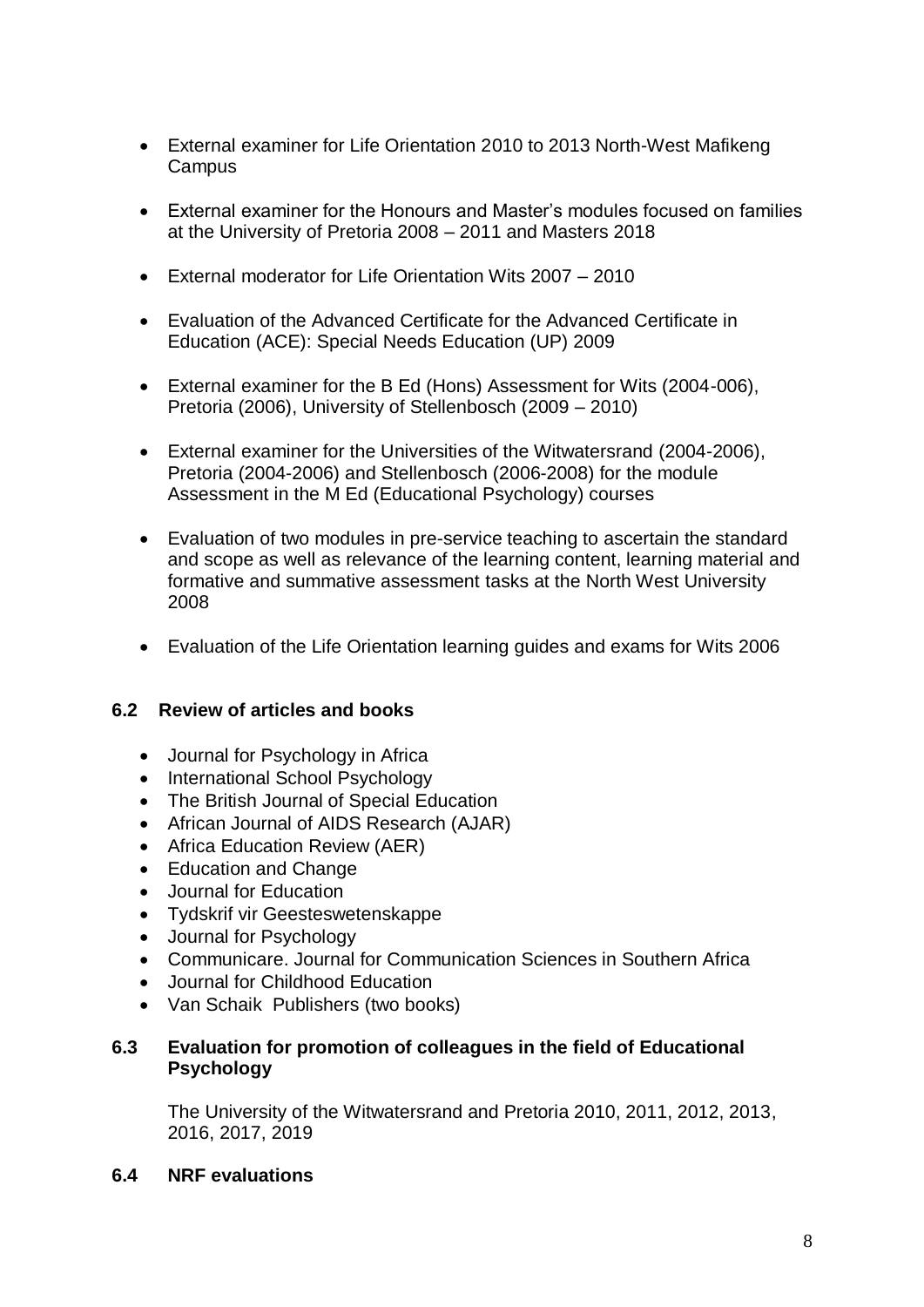- External examiner for Life Orientation 2010 to 2013 North-West Mafikeng Campus
- External examiner for the Honours and Master's modules focused on families at the University of Pretoria 2008 – 2011 and Masters 2018
- External moderator for Life Orientation Wits 2007 – 2010
- Evaluation of the Advanced Certificate for the Advanced Certificate in Education (ACE): Special Needs Education (UP) 2009
- External examiner for the B Ed (Hons) Assessment for Wits (2004-006), Pretoria (2006), University of Stellenbosch (2009 – 2010)
- External examiner for the Universities of the Witwatersrand (2004-2006), Pretoria (2004-2006) and Stellenbosch (2006-2008) for the module Assessment in the M Ed (Educational Psychology) courses
- Evaluation of two modules in pre-service teaching to ascertain the standard and scope as well as relevance of the learning content, learning material and formative and summative assessment tasks at the North West University 2008
- Evaluation of the Life Orientation learning guides and exams for Wits 2006

### 6.2 Review of articles and books

- Journal for Psychology in Africa
- International School Psychology
- The British Journal of Special Education
- African Journal of AIDS Research (AJAR)
- Africa Education Review (AER)
- Education and Change
- Journal for Education
- Tydskrif vir Geesteswetenskappe
- Journal for Psychology
- Communicare. Journal for Communication Sciences in Southern Africa
- Journal for Childhood Education
- Van Schaik Publishers (two books)

### 6.3 Evaluation for promotion of colleagues in the field of Educational Psychology

The University of the Witwatersrand and Pretoria 2010, 2011, 2012, 2013, 2016, 2017, 2019

### 6.4 NRF evaluations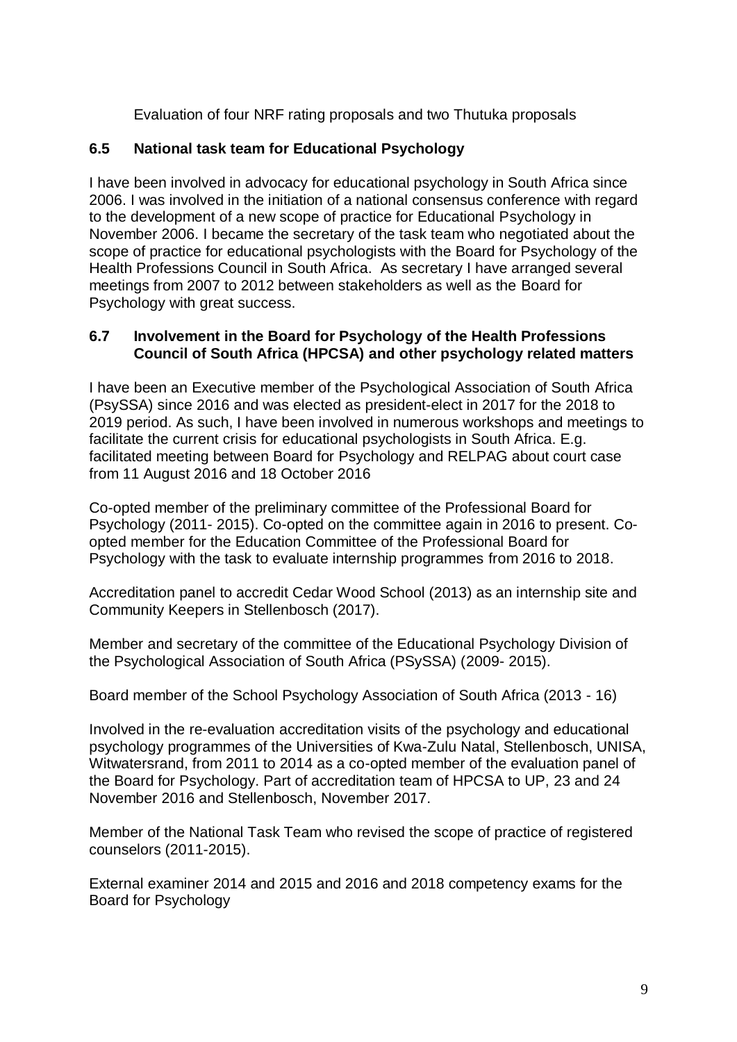Evaluation of four NRF rating proposals and two Thutuka proposals

### 6.5 National task team for Educational Psychology

I have been involved in advocacy for educational psychology in South Africa since 2006. I was involved in the initiation of a national consensus conference with regard to the development of a new scope of practice for Educational Psychology in November 2006. I became the secretary of the task team who negotiated about the scope of practice for educational psychologists with the Board for Psychology of the Health Professions Council in South Africa. As secretary I have arranged several meetings from 2007 to 2012 between stakeholders as well as the Board for Psychology with great success.

### 6.7 Involvement in the Board for Psychology of the Health Professions Council of South Africa (HPCSA) and other psychology related matters

I have been an Executive member of the Psychological Association of South Africa (PsySSA) since 2016 and was elected as president-elect in 2017 for the 2018 to 2019 period. As such, I have been involved in numerous workshops and meetings to facilitate the current crisis for educational psychologists in South Africa. E.g. facilitated meeting between Board for Psychology and RELPAG about court case from 11 August 2016 and 18 October 2016

Co-opted member of the preliminary committee of the Professional Board for Psychology (2011- 2015). Co-opted on the committee again in 2016 to present. Co-opted member for the Education Committee of the Professional Board for Psychology with the task to evaluate internship programmes from 2016 to 2018.

Accreditation panel to accredit Cedar Wood School (2013) as an internship site and Community Keepers in Stellenbosch (2017).

Member and secretary of the committee of the Educational Psychology Division of the Psychological Association of South Africa (PSySSA) (2009- 2015).

Board member of the School Psychology Association of South Africa (2013 - 16)

Involved in the re-evaluation accreditation visits of the psychology and educational psychology programmes of the Universities of Kwa-Zulu Natal, Stellenbosch, UNISA, Witwatersrand, from 2011 to 2014 as a co-opted member of the evaluation panel of the Board for Psychology. Part of accreditation team of HPCSA to UP, 23 and 24 November 2016 and Stellenbosch, November 2017.

Member of the National Task Team who revised the scope of practice of registered counselors (2011-2015).

External examiner 2014 and 2015 and 2016 and 2018 competency exams for the Board for Psychology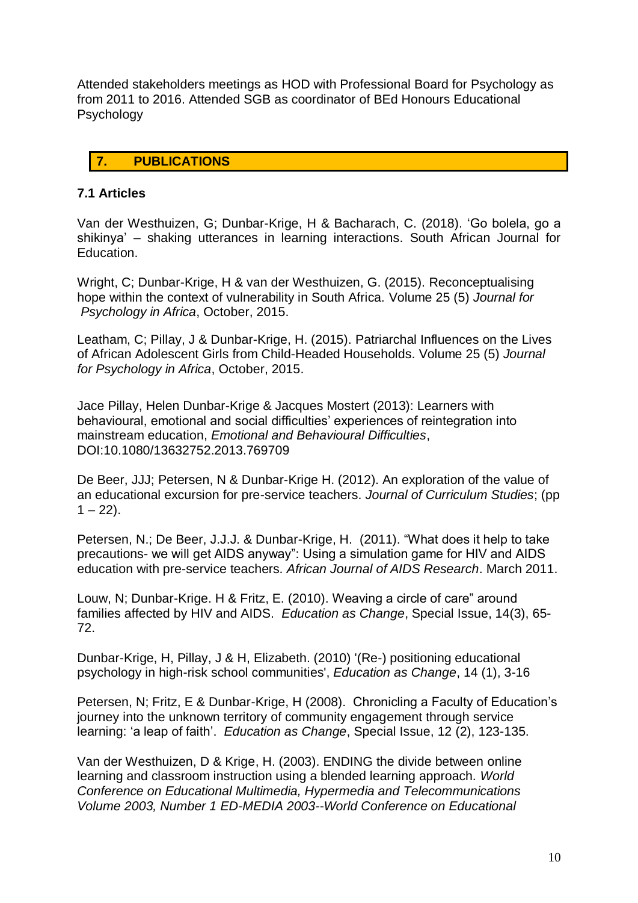Attended stakeholders meetings as HOD with Professional Board for Psychology as from 2011 to 2016. Attended SGB as coordinator of BEd Honours Educational Psychology

## 7. PUBLICATIONS

### 7.1 Articles

Van der Westhuizen, G; Dunbar-Krige, H & Bacharach, C. (2018). 'Go bolela, go a shikinya' – shaking utterances in learning interactions. South African Journal for Education.

Wright, C; Dunbar-Krige, H & van der Westhuizen, G. (2015). Reconceptualising hope within the context of vulnerability in South Africa. Volume 25 (5) *Journal for Psychology in Africa*, October, 2015.

Leatham, C; Pillay, J & Dunbar-Krige, H. (2015). Patriarchal Influences on the Lives of African Adolescent Girls from Child-Headed Households. Volume 25 (5) *Journal for Psychology in Africa*, October, 2015.

Jace Pillay, Helen Dunbar-Krige & Jacques Mostert (2013): Learners with behavioural, emotional and social difficulties' experiences of reintegration into mainstream education, *Emotional and Behavioural Difficulties*, DOI:10.1080/13632752.2013.769709

De Beer, JJJ; Petersen, N & Dunbar-Krige H. (2012). An exploration of the value of an educational excursion for pre-service teachers. *Journal of Curriculum Studies*; (pp 1 – 22).

Petersen, N.; De Beer, J.J.J. & Dunbar-Krige, H. (2011). "What does it help to take precautions- we will get AIDS anyway": Using a simulation game for HIV and AIDS education with pre-service teachers. *African Journal of AIDS Research*. March 2011.

Louw, N; Dunbar-Krige. H & Fritz, E. (2010). Weaving a circle of care" around families affected by HIV and AIDS. *Education as Change*, Special Issue, 14(3), 65-72.

Dunbar-Krige, H, Pillay, J & H, Elizabeth. (2010) '(Re-) positioning educational psychology in high-risk school communities', *Education as Change*, 14 (1), 3-16

Petersen, N; Fritz, E & Dunbar-Krige, H (2008). Chronicling a Faculty of Education's journey into the unknown territory of community engagement through service learning: 'a leap of faith'. *Education as Change*, Special Issue, 12 (2), 123-135.

Van der Westhuizen, D & Krige, H. (2003). ENDING the divide between online learning and classroom instruction using a blended learning approach. *World Conference on Educational Multimedia, Hypermedia and Telecommunications Volume 2003, Number 1 ED-MEDIA 2003--World Conference on Educational*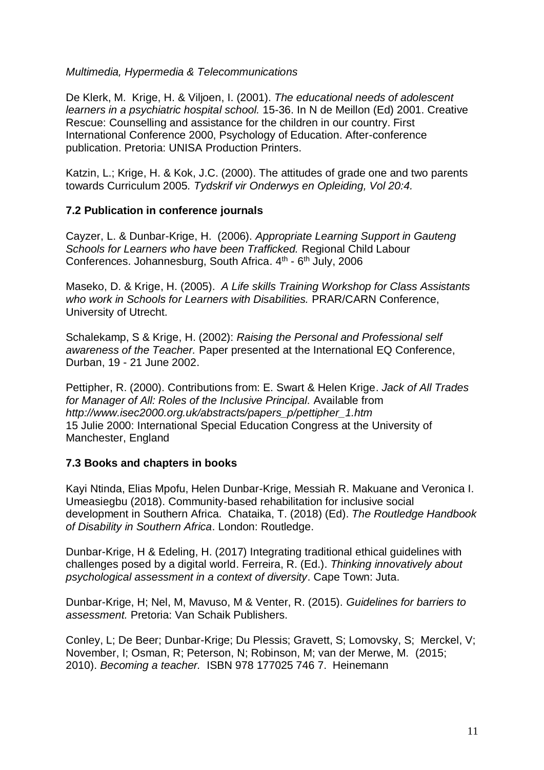*Multimedia, Hypermedia & Telecommunications*

De Klerk, M. Krige, H. & Viljoen, I. (2001). *The educational needs of adolescent learners in a psychiatric hospital school.* 15-36. In N de Meillon (Ed) 2001. Creative Rescue: Counselling and assistance for the children in our country. First International Conference 2000, Psychology of Education. After-conference publication. Pretoria: UNISA Production Printers.

Katzin, L.; Krige, H. & Kok, J.C. (2000). The attitudes of grade one and two parents towards Curriculum 2005*. Tydskrif vir Onderwys en Opleiding, Vol 20:4.*

### 7.2 Publication in conference journals

Cayzer, L. & Dunbar-Krige, H. (2006). *Appropriate Learning Support in Gauteng Schools for Learners who have been Trafficked.* Regional Child Labour Conferences. Johannesburg, South Africa. 4th - 6th July, 2006

Maseko, D. & Krige, H. (2005). *A Life skills Training Workshop for Class Assistants who work in Schools for Learners with Disabilities.* PRAR/CARN Conference, University of Utrecht.

Schalekamp, S & Krige, H. (2002): *Raising the Personal and Professional self awareness of the Teacher.* Paper presented at the International EQ Conference, Durban, 19 - 21 June 2002.

Pettipher, R. (2000). Contributions from: E. Swart & Helen Krige. *Jack of All Trades for Manager of All: Roles of the Inclusive Principal.* Available from *http://www.isec2000.org.uk/abstracts/papers_p/pettipher_1.htm*
15 Julie 2000: International Special Education Congress at the University of Manchester, England

### 7.3 Books and chapters in books

Kayi Ntinda, Elias Mpofu, Helen Dunbar-Krige, Messiah R. Makuane and Veronica I. Umeasiegbu (2018). Community-based rehabilitation for inclusive social development in Southern Africa. Chataika, T. (2018) (Ed). *The Routledge Handbook of Disability in Southern Africa*. London: Routledge.

Dunbar-Krige, H & Edeling, H. (2017) Integrating traditional ethical guidelines with challenges posed by a digital world. Ferreira, R. (Ed.). *Thinking innovatively about psychological assessment in a context of diversity*. Cape Town: Juta.

Dunbar-Krige, H; Nel, M, Mavuso, M & Venter, R. (2015). *Guidelines for barriers to assessment.* Pretoria: Van Schaik Publishers.

Conley, L; De Beer; Dunbar-Krige; Du Plessis; Gravett, S; Lomovsky, S; Merckel, V; November, I; Osman, R; Peterson, N; Robinson, M; van der Merwe, M. (2015; 2010). *Becoming a teacher.* ISBN 978 177025 746 7. Heinemann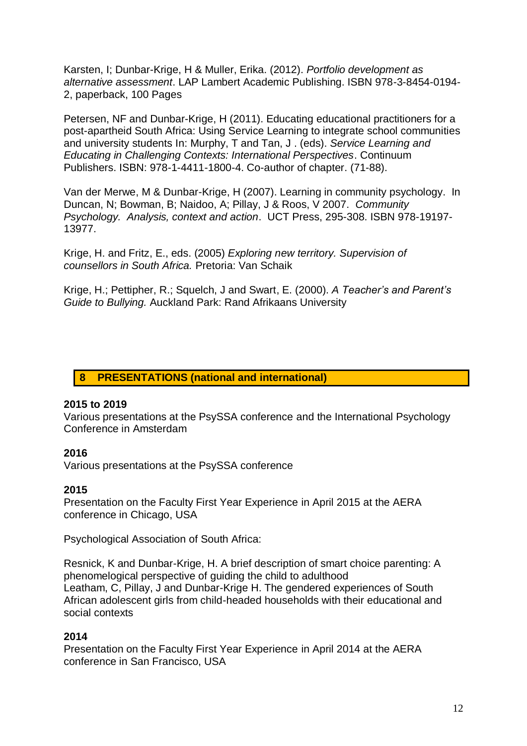Karsten, I; Dunbar-Krige, H & Muller, Erika. (2012). *Portfolio development as alternative assessment*. LAP Lambert Academic Publishing. ISBN 978-3-8454-0194-2, paperback, 100 Pages

Petersen, NF and Dunbar-Krige, H (2011). Educating educational practitioners for a post-apartheid South Africa: Using Service Learning to integrate school communities and university students In: Murphy, T and Tan, J . (eds). *Service Learning and Educating in Challenging Contexts: International Perspectives*. Continuum Publishers. ISBN: 978-1-4411-1800-4. Co-author of chapter. (71-88).

Van der Merwe, M & Dunbar-Krige, H (2007). Learning in community psychology. In Duncan, N; Bowman, B; Naidoo, A; Pillay, J & Roos, V 2007. *Community Psychology. Analysis, context and action*. UCT Press, 295-308. ISBN 978-19197-13977.

Krige, H. and Fritz, E., eds. (2005) *Exploring new territory. Supervision of counsellors in South Africa.* Pretoria: Van Schaik

Krige, H.; Pettipher, R.; Squelch, J and Swart, E. (2000). *A Teacher's and Parent's Guide to Bullying.* Auckland Park: Rand Afrikaans University

## 8 PRESENTATIONS (national and international)

**2015 to 2019**
Various presentations at the PsySSA conference and the International Psychology Conference in Amsterdam

**2016**
Various presentations at the PsySSA conference

**2015**
Presentation on the Faculty First Year Experience in April 2015 at the AERA conference in Chicago, USA

Psychological Association of South Africa:

Resnick, K and Dunbar-Krige, H. A brief description of smart choice parenting: A phenomelogical perspective of guiding the child to adulthood
Leatham, C, Pillay, J and Dunbar-Krige H. The gendered experiences of South African adolescent girls from child-headed households with their educational and social contexts

**2014**
Presentation on the Faculty First Year Experience in April 2014 at the AERA conference in San Francisco, USA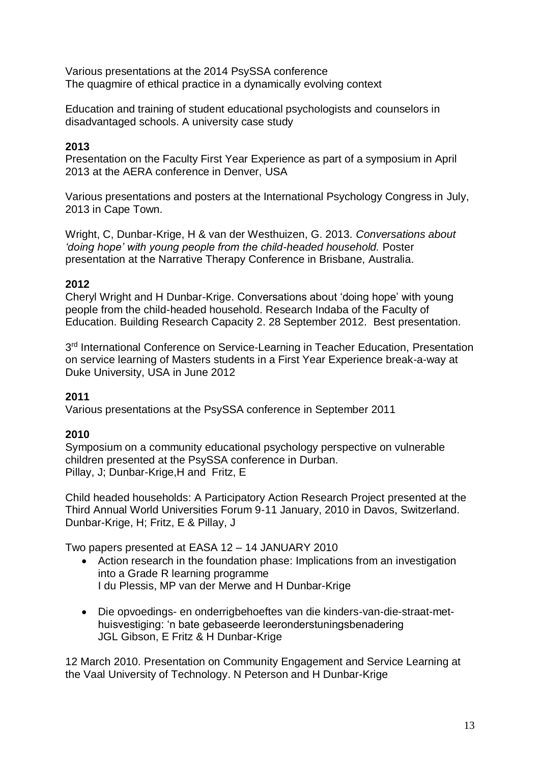Various presentations at the 2014 PsySSA conference
The quagmire of ethical practice in a dynamically evolving context

Education and training of student educational psychologists and counselors in disadvantaged schools. A university case study

**2013**

Presentation on the Faculty First Year Experience as part of a symposium in April 2013 at the AERA conference in Denver, USA

Various presentations and posters at the International Psychology Congress in July, 2013 in Cape Town.

Wright, C, Dunbar-Krige, H & van der Westhuizen, G. 2013. *Conversations about 'doing hope' with young people from the child-headed household.* Poster presentation at the Narrative Therapy Conference in Brisbane, Australia.

**2012**

Cheryl Wright and H Dunbar-Krige. Conversations about 'doing hope' with young people from the child-headed household. Research Indaba of the Faculty of Education. Building Research Capacity 2. 28 September 2012. Best presentation.

3rd International Conference on Service-Learning in Teacher Education, Presentation on service learning of Masters students in a First Year Experience break-a-way at Duke University, USA in June 2012

**2011**

Various presentations at the PsySSA conference in September 2011

**2010**

Symposium on a community educational psychology perspective on vulnerable children presented at the PsySSA conference in Durban.
Pillay, J; Dunbar-Krige,H and Fritz, E

Child headed households: A Participatory Action Research Project presented at the Third Annual World Universities Forum 9-11 January, 2010 in Davos, Switzerland.
Dunbar-Krige, H; Fritz, E & Pillay, J

Two papers presented at EASA 12 – 14 JANUARY 2010

- Action research in the foundation phase: Implications from an investigation into a Grade R learning programme
  I du Plessis, MP van der Merwe and H Dunbar-Krige
- Die opvoedings- en onderrigbehoeftes van die kinders-van-die-straat-met-huisvestiging: 'n bate gebaseerde leeronderstuningsbenadering
  JGL Gibson, E Fritz & H Dunbar-Krige

12 March 2010. Presentation on Community Engagement and Service Learning at the Vaal University of Technology. N Peterson and H Dunbar-Krige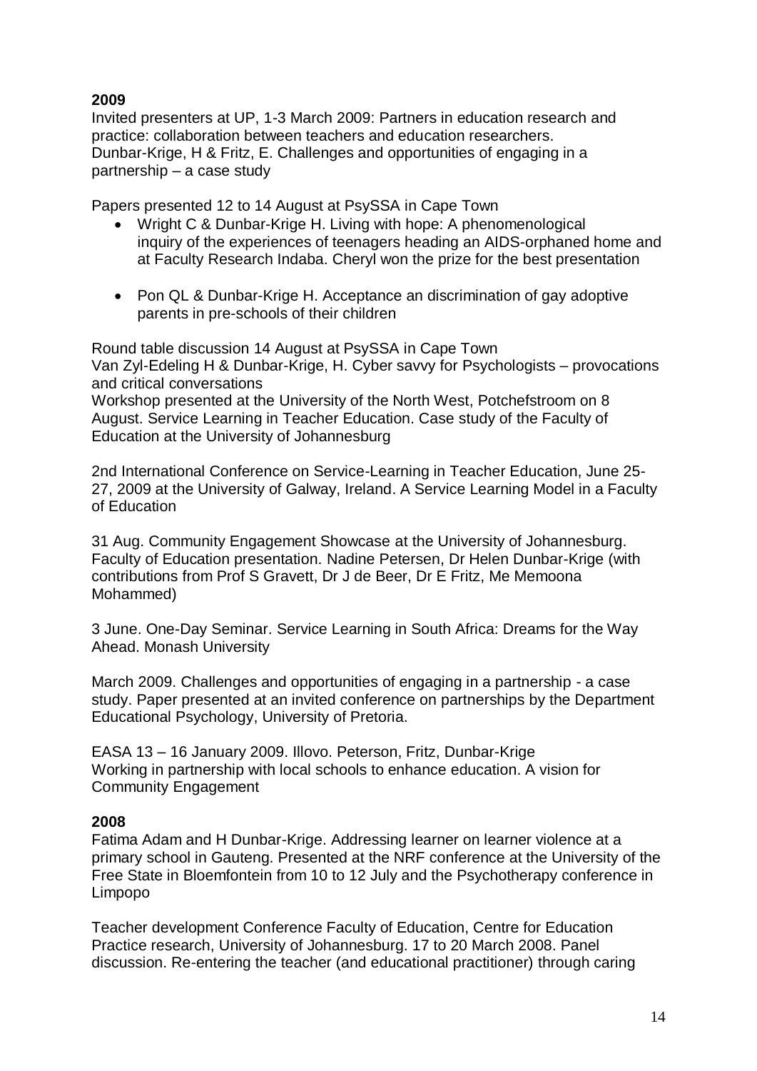**2009**

Invited presenters at UP, 1-3 March 2009: Partners in education research and practice: collaboration between teachers and education researchers.
Dunbar-Krige, H & Fritz, E. Challenges and opportunities of engaging in a partnership – a case study

Papers presented 12 to 14 August at PsySSA in Cape Town

- Wright C & Dunbar-Krige H. Living with hope: A phenomenological inquiry of the experiences of teenagers heading an AIDS-orphaned home and at Faculty Research Indaba. Cheryl won the prize for the best presentation
- Pon QL & Dunbar-Krige H. Acceptance an discrimination of gay adoptive parents in pre-schools of their children

Round table discussion 14 August at PsySSA in Cape Town
Van Zyl-Edeling H & Dunbar-Krige, H. Cyber savvy for Psychologists – provocations and critical conversations
Workshop presented at the University of the North West, Potchefstroom on 8 August. Service Learning in Teacher Education. Case study of the Faculty of Education at the University of Johannesburg

2nd International Conference on Service-Learning in Teacher Education, June 25-27, 2009 at the University of Galway, Ireland. A Service Learning Model in a Faculty of Education

31 Aug. Community Engagement Showcase at the University of Johannesburg. Faculty of Education presentation. Nadine Petersen, Dr Helen Dunbar-Krige (with contributions from Prof S Gravett, Dr J de Beer, Dr E Fritz, Me Memoona Mohammed)

3 June. One-Day Seminar. Service Learning in South Africa: Dreams for the Way Ahead. Monash University

March 2009. Challenges and opportunities of engaging in a partnership - a case study. Paper presented at an invited conference on partnerships by the Department Educational Psychology, University of Pretoria.

EASA 13 – 16 January 2009. Illovo. Peterson, Fritz, Dunbar-Krige
Working in partnership with local schools to enhance education. A vision for Community Engagement

**2008**

Fatima Adam and H Dunbar-Krige. Addressing learner on learner violence at a primary school in Gauteng. Presented at the NRF conference at the University of the Free State in Bloemfontein from 10 to 12 July and the Psychotherapy conference in Limpopo

Teacher development Conference Faculty of Education, Centre for Education Practice research, University of Johannesburg. 17 to 20 March 2008. Panel discussion. Re-entering the teacher (and educational practitioner) through caring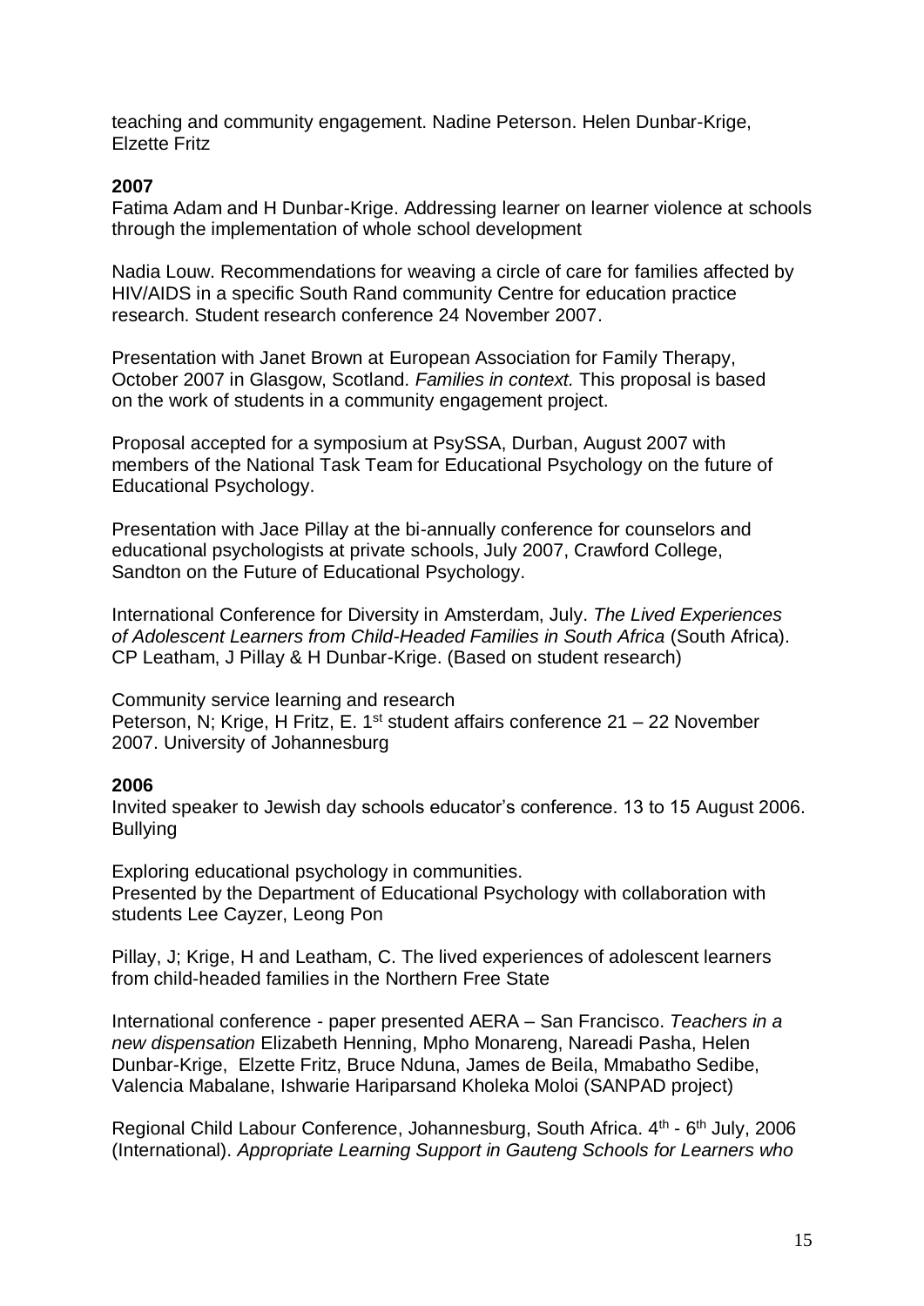teaching and community engagement. Nadine Peterson. Helen Dunbar-Krige, Elzette Fritz

**2007**

Fatima Adam and H Dunbar-Krige. Addressing learner on learner violence at schools through the implementation of whole school development

Nadia Louw. Recommendations for weaving a circle of care for families affected by HIV/AIDS in a specific South Rand community Centre for education practice research. Student research conference 24 November 2007.

Presentation with Janet Brown at European Association for Family Therapy, October 2007 in Glasgow, Scotland. *Families in context.* This proposal is based on the work of students in a community engagement project.

Proposal accepted for a symposium at PsySSA, Durban, August 2007 with members of the National Task Team for Educational Psychology on the future of Educational Psychology.

Presentation with Jace Pillay at the bi-annually conference for counselors and educational psychologists at private schools, July 2007, Crawford College, Sandton on the Future of Educational Psychology.

International Conference for Diversity in Amsterdam, July. *The Lived Experiences of Adolescent Learners from Child-Headed Families in South Africa* (South Africa). CP Leatham, J Pillay & H Dunbar-Krige. (Based on student research)

Community service learning and research
Peterson, N; Krige, H Fritz, E. 1st student affairs conference 21 – 22 November 2007. University of Johannesburg

**2006**

Invited speaker to Jewish day schools educator's conference. 13 to 15 August 2006. Bullying

Exploring educational psychology in communities.
Presented by the Department of Educational Psychology with collaboration with students Lee Cayzer, Leong Pon

Pillay, J; Krige, H and Leatham, C. The lived experiences of adolescent learners from child-headed families in the Northern Free State

International conference - paper presented AERA – San Francisco. *Teachers in a new dispensation* Elizabeth Henning, Mpho Monareng, Nareadi Pasha, Helen Dunbar-Krige, Elzette Fritz, Bruce Nduna, James de Beila, Mmabatho Sedibe, Valencia Mabalane, Ishwarie Hariparsand Kholeka Moloi (SANPAD project)

Regional Child Labour Conference, Johannesburg, South Africa. 4th - 6th July, 2006 (International). *Appropriate Learning Support in Gauteng Schools for Learners who*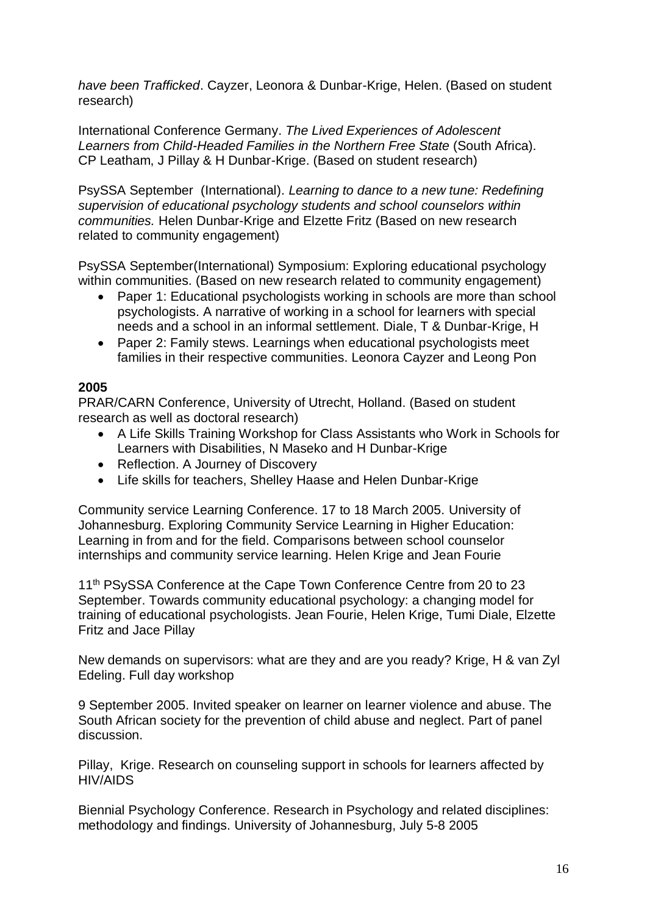*have been Trafficked*. Cayzer, Leonora & Dunbar-Krige, Helen. (Based on student research)

International Conference Germany. *The Lived Experiences of Adolescent Learners from Child-Headed Families in the Northern Free State* (South Africa). CP Leatham, J Pillay & H Dunbar-Krige. (Based on student research)

PsySSA September (International). *Learning to dance to a new tune: Redefining supervision of educational psychology students and school counselors within communities.* Helen Dunbar-Krige and Elzette Fritz (Based on new research related to community engagement)

PsySSA September(International) Symposium: Exploring educational psychology within communities. (Based on new research related to community engagement)

- Paper 1: Educational psychologists working in schools are more than school psychologists. A narrative of working in a school for learners with special needs and a school in an informal settlement. Diale, T & Dunbar-Krige, H
- Paper 2: Family stews. Learnings when educational psychologists meet families in their respective communities. Leonora Cayzer and Leong Pon

**2005**

PRAR/CARN Conference, University of Utrecht, Holland. (Based on student research as well as doctoral research)

- A Life Skills Training Workshop for Class Assistants who Work in Schools for Learners with Disabilities, N Maseko and H Dunbar-Krige
- Reflection. A Journey of Discovery
- Life skills for teachers, Shelley Haase and Helen Dunbar-Krige

Community service Learning Conference. 17 to 18 March 2005. University of Johannesburg. Exploring Community Service Learning in Higher Education: Learning in from and for the field. Comparisons between school counselor internships and community service learning. Helen Krige and Jean Fourie

11th PSySSA Conference at the Cape Town Conference Centre from 20 to 23 September. Towards community educational psychology: a changing model for training of educational psychologists. Jean Fourie, Helen Krige, Tumi Diale, Elzette Fritz and Jace Pillay

New demands on supervisors: what are they and are you ready? Krige, H & van Zyl Edeling. Full day workshop

9 September 2005. Invited speaker on learner on learner violence and abuse. The South African society for the prevention of child abuse and neglect. Part of panel discussion.

Pillay, Krige. Research on counseling support in schools for learners affected by HIV/AIDS

Biennial Psychology Conference. Research in Psychology and related disciplines: methodology and findings. University of Johannesburg, July 5-8 2005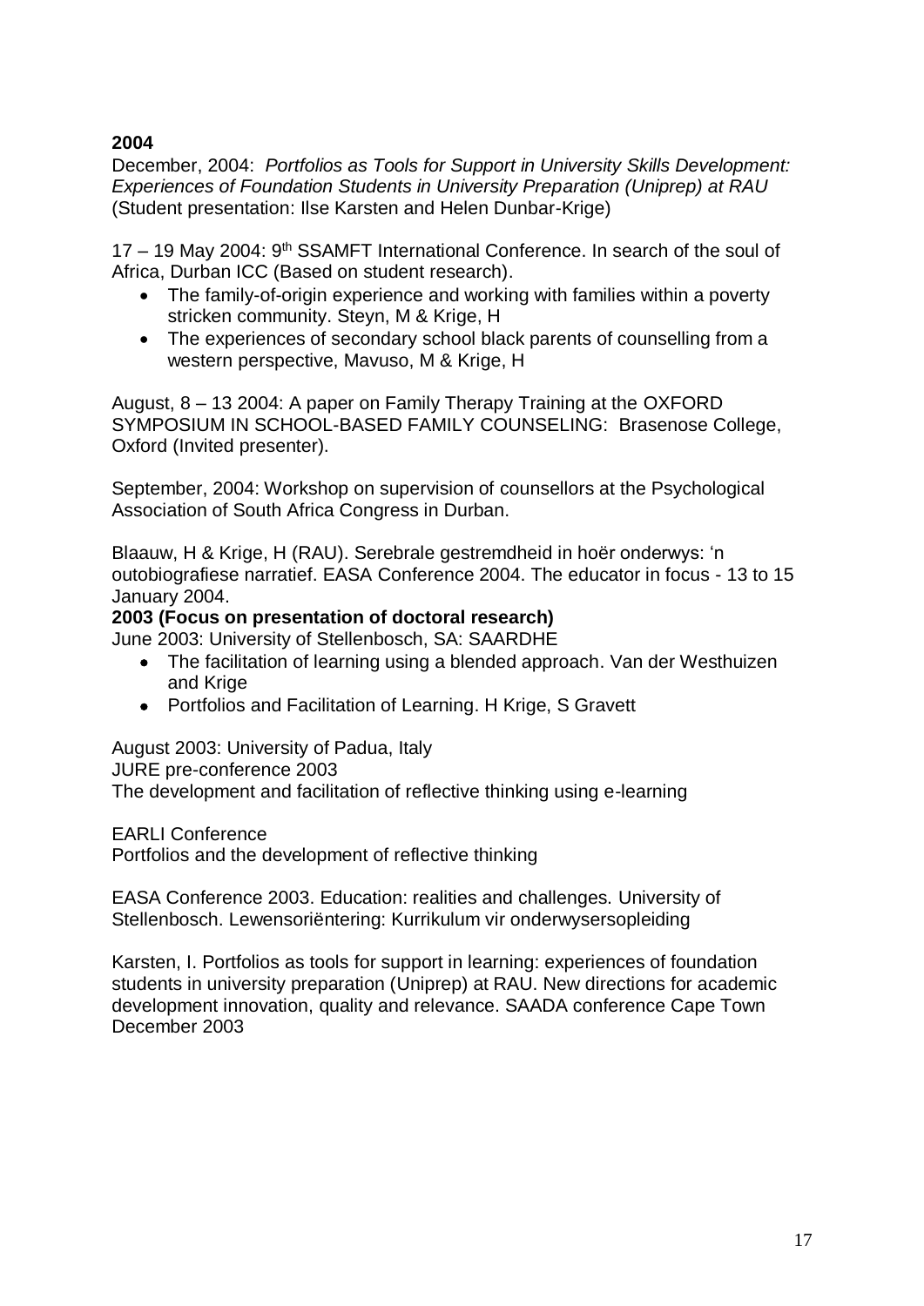**2004**

December, 2004: *Portfolios as Tools for Support in University Skills Development: Experiences of Foundation Students in University Preparation (Uniprep) at RAU* (Student presentation: Ilse Karsten and Helen Dunbar-Krige)

17 – 19 May 2004: 9th SSAMFT International Conference. In search of the soul of Africa, Durban ICC (Based on student research).

- The family-of-origin experience and working with families within a poverty stricken community. Steyn, M & Krige, H
- The experiences of secondary school black parents of counselling from a western perspective, Mavuso, M & Krige, H

August, 8 – 13 2004: A paper on Family Therapy Training at the OXFORD SYMPOSIUM IN SCHOOL-BASED FAMILY COUNSELING: Brasenose College, Oxford (Invited presenter).

September, 2004: Workshop on supervision of counsellors at the Psychological Association of South Africa Congress in Durban.

Blaauw, H & Krige, H (RAU). Serebrale gestremdheid in hoër onderwys: 'n outobiografiese narratief. EASA Conference 2004. The educator in focus - 13 to 15 January 2004.

**2003 (Focus on presentation of doctoral research)**

June 2003: University of Stellenbosch, SA: SAARDHE

- The facilitation of learning using a blended approach. Van der Westhuizen and Krige
- Portfolios and Facilitation of Learning. H Krige, S Gravett

August 2003: University of Padua, Italy
JURE pre-conference 2003
The development and facilitation of reflective thinking using e-learning

EARLI Conference
Portfolios and the development of reflective thinking

EASA Conference 2003. Education: realities and challenges. University of Stellenbosch. Lewensoriëntering: Kurrikulum vir onderwysersopleiding

Karsten, I. Portfolios as tools for support in learning: experiences of foundation students in university preparation (Uniprep) at RAU. New directions for academic development innovation, quality and relevance. SAADA conference Cape Town December 2003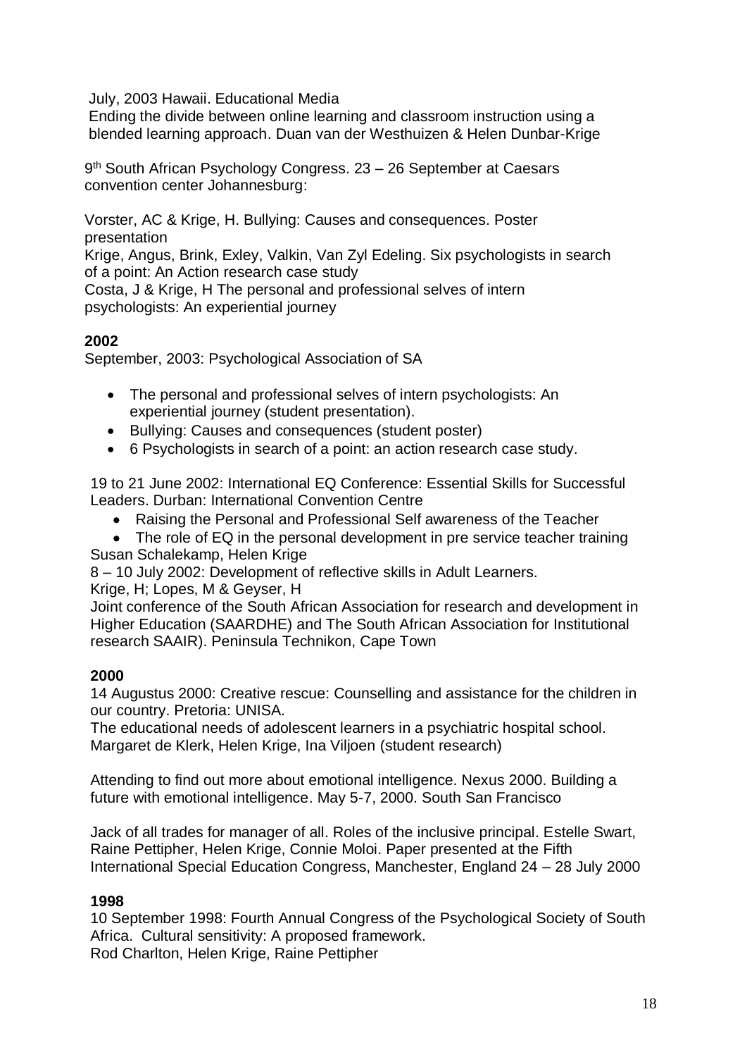July, 2003 Hawaii. Educational Media
Ending the divide between online learning and classroom instruction using a blended learning approach. Duan van der Westhuizen & Helen Dunbar-Krige

9th South African Psychology Congress. 23 – 26 September at Caesars convention center Johannesburg:

Vorster, AC & Krige, H. Bullying: Causes and consequences. Poster presentation
Krige, Angus, Brink, Exley, Valkin, Van Zyl Edeling. Six psychologists in search of a point: An Action research case study
Costa, J & Krige, H The personal and professional selves of intern psychologists: An experiential journey

**2002**
September, 2003: Psychological Association of SA

- The personal and professional selves of intern psychologists: An experiential journey (student presentation).
- Bullying: Causes and consequences (student poster)
- 6 Psychologists in search of a point: an action research case study.

19 to 21 June 2002: International EQ Conference: Essential Skills for Successful Leaders. Durban: International Convention Centre

- Raising the Personal and Professional Self awareness of the Teacher
- The role of EQ in the personal development in pre service teacher training

Susan Schalekamp, Helen Krige
8 – 10 July 2002: Development of reflective skills in Adult Learners.
Krige, H; Lopes, M & Geyser, H
Joint conference of the South African Association for research and development in Higher Education (SAARDHE) and The South African Association for Institutional research SAAIR). Peninsula Technikon, Cape Town

**2000**
14 Augustus 2000: Creative rescue: Counselling and assistance for the children in our country. Pretoria: UNISA.
The educational needs of adolescent learners in a psychiatric hospital school. Margaret de Klerk, Helen Krige, Ina Viljoen (student research)

Attending to find out more about emotional intelligence. Nexus 2000. Building a future with emotional intelligence. May 5-7, 2000. South San Francisco

Jack of all trades for manager of all. Roles of the inclusive principal. Estelle Swart, Raine Pettipher, Helen Krige, Connie Moloi. Paper presented at the Fifth International Special Education Congress, Manchester, England 24 – 28 July 2000

**1998**
10 September 1998: Fourth Annual Congress of the Psychological Society of South Africa. Cultural sensitivity: A proposed framework.
Rod Charlton, Helen Krige, Raine Pettipher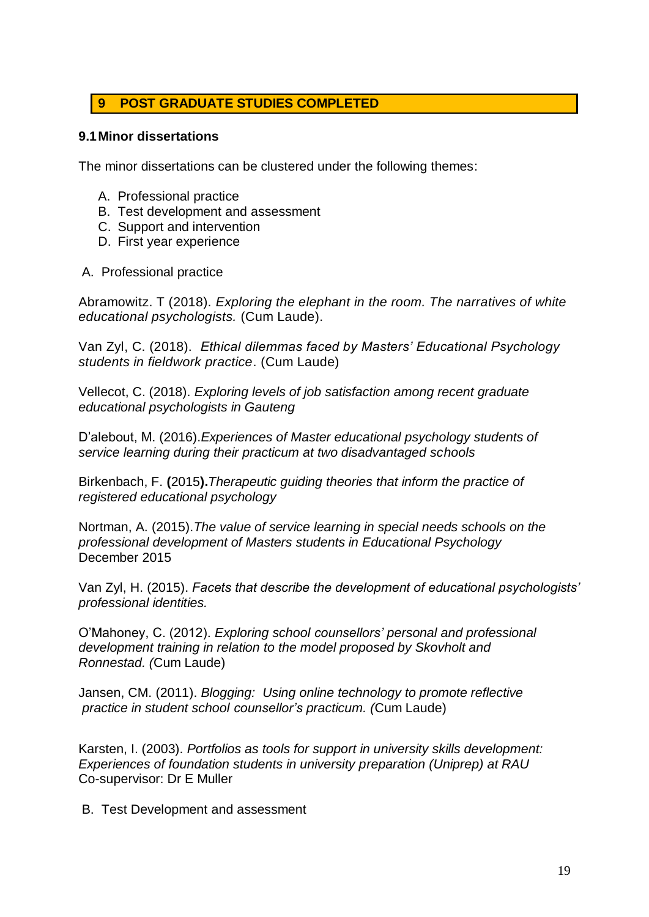## 9 POST GRADUATE STUDIES COMPLETED

### 9.1 Minor dissertations

The minor dissertations can be clustered under the following themes:

A. Professional practice
B. Test development and assessment
C. Support and intervention
D. First year experience

A. Professional practice

Abramowitz. T (2018). *Exploring the elephant in the room. The narratives of white educational psychologists.* (Cum Laude).

Van Zyl, C. (2018). *Ethical dilemmas faced by Masters' Educational Psychology students in fieldwork practice*. (Cum Laude)

Vellecot, C. (2018). *Exploring levels of job satisfaction among recent graduate educational psychologists in Gauteng*

D'alebout, M. (2016).*Experiences of Master educational psychology students of service learning during their practicum at two disadvantaged schools*

Birkenbach, F. **(**2015**).***Therapeutic guiding theories that inform the practice of registered educational psychology*

Nortman, A. (2015).*The value of service learning in special needs schools on the professional development of Masters students in Educational Psychology* December 2015

Van Zyl, H. (2015). *Facets that describe the development of educational psychologists' professional identities.*

O'Mahoney, C. (2012). *Exploring school counsellors' personal and professional development training in relation to the model proposed by Skovholt and Ronnestad. (*Cum Laude)

Jansen, CM. (2011). *Blogging: Using online technology to promote reflective practice in student school counsellor's practicum. (*Cum Laude)

Karsten, I. (2003). *Portfolios as tools for support in university skills development: Experiences of foundation students in university preparation (Uniprep) at RAU*
Co-supervisor: Dr E Muller

B. Test Development and assessment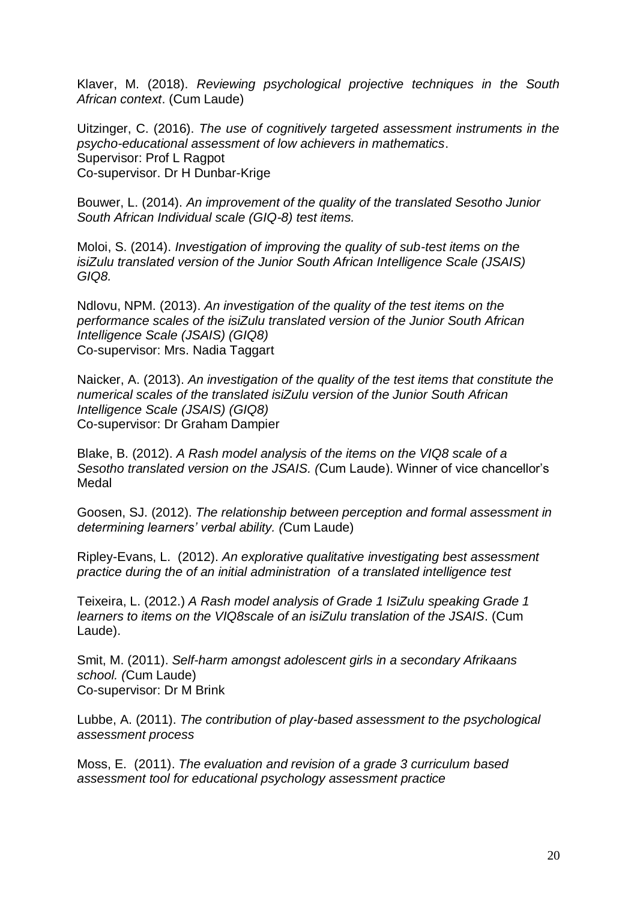Klaver, M. (2018). *Reviewing psychological projective techniques in the South African context*. (Cum Laude)

Uitzinger, C. (2016). *The use of cognitively targeted assessment instruments in the psycho-educational assessment of low achievers in mathematics*.
Supervisor: Prof L Ragpot
Co-supervisor. Dr H Dunbar-Krige

Bouwer, L. (2014). *An improvement of the quality of the translated Sesotho Junior South African Individual scale (GIQ-8) test items.*

Moloi, S. (2014). *Investigation of improving the quality of sub-test items on the isiZulu translated version of the Junior South African Intelligence Scale (JSAIS) GIQ8.*

Ndlovu, NPM. (2013). *An investigation of the quality of the test items on the performance scales of the isiZulu translated version of the Junior South African Intelligence Scale (JSAIS) (GIQ8)*
Co-supervisor: Mrs. Nadia Taggart

Naicker, A. (2013). *An investigation of the quality of the test items that constitute the numerical scales of the translated isiZulu version of the Junior South African Intelligence Scale (JSAIS) (GIQ8)*
Co-supervisor: Dr Graham Dampier

Blake, B. (2012). *A Rash model analysis of the items on the VIQ8 scale of a Sesotho translated version on the JSAIS. (*Cum Laude). Winner of vice chancellor's Medal

Goosen, SJ. (2012). *The relationship between perception and formal assessment in determining learners' verbal ability. (*Cum Laude)

Ripley-Evans, L. (2012). *An explorative qualitative investigating best assessment practice during the of an initial administration of a translated intelligence test*

Teixeira, L. (2012.) *A Rash model analysis of Grade 1 IsiZulu speaking Grade 1 learners to items on the VIQ8scale of an isiZulu translation of the JSAIS*. (Cum Laude).

Smit, M. (2011). *Self-harm amongst adolescent girls in a secondary Afrikaans school. (*Cum Laude)
Co-supervisor: Dr M Brink

Lubbe, A. (2011). *The contribution of play-based assessment to the psychological assessment process*

Moss, E. (2011). *The evaluation and revision of a grade 3 curriculum based assessment tool for educational psychology assessment practice*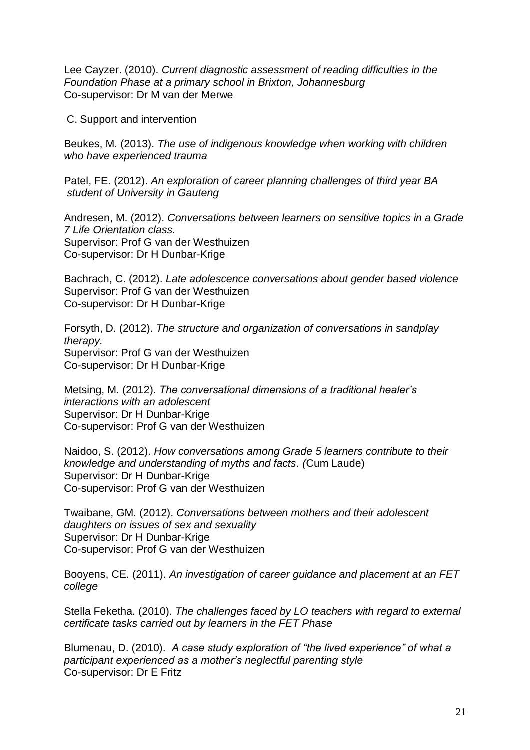Lee Cayzer. (2010). *Current diagnostic assessment of reading difficulties in the Foundation Phase at a primary school in Brixton, Johannesburg*
Co-supervisor: Dr M van der Merwe

C. Support and intervention

Beukes, M. (2013). *The use of indigenous knowledge when working with children who have experienced trauma*

Patel, FE. (2012). *An exploration of career planning challenges of third year BA student of University in Gauteng*

Andresen, M. (2012). *Conversations between learners on sensitive topics in a Grade 7 Life Orientation class.*
Supervisor: Prof G van der Westhuizen
Co-supervisor: Dr H Dunbar-Krige

Bachrach, C. (2012). *Late adolescence conversations about gender based violence*
Supervisor: Prof G van der Westhuizen
Co-supervisor: Dr H Dunbar-Krige

Forsyth, D. (2012). *The structure and organization of conversations in sandplay therapy.*
Supervisor: Prof G van der Westhuizen
Co-supervisor: Dr H Dunbar-Krige

Metsing, M. (2012). *The conversational dimensions of a traditional healer's interactions with an adolescent*
Supervisor: Dr H Dunbar-Krige
Co-supervisor: Prof G van der Westhuizen

Naidoo, S. (2012). *How conversations among Grade 5 learners contribute to their knowledge and understanding of myths and facts. (*Cum Laude)
Supervisor: Dr H Dunbar-Krige
Co-supervisor: Prof G van der Westhuizen

Twaibane, GM. (2012). *Conversations between mothers and their adolescent daughters on issues of sex and sexuality*
Supervisor: Dr H Dunbar-Krige
Co-supervisor: Prof G van der Westhuizen

Booyens, CE. (2011). *An investigation of career guidance and placement at an FET college*

Stella Feketha. (2010). *The challenges faced by LO teachers with regard to external certificate tasks carried out by learners in the FET Phase*

Blumenau, D. (2010). *A case study exploration of "the lived experience" of what a participant experienced as a mother's neglectful parenting style*
Co-supervisor: Dr E Fritz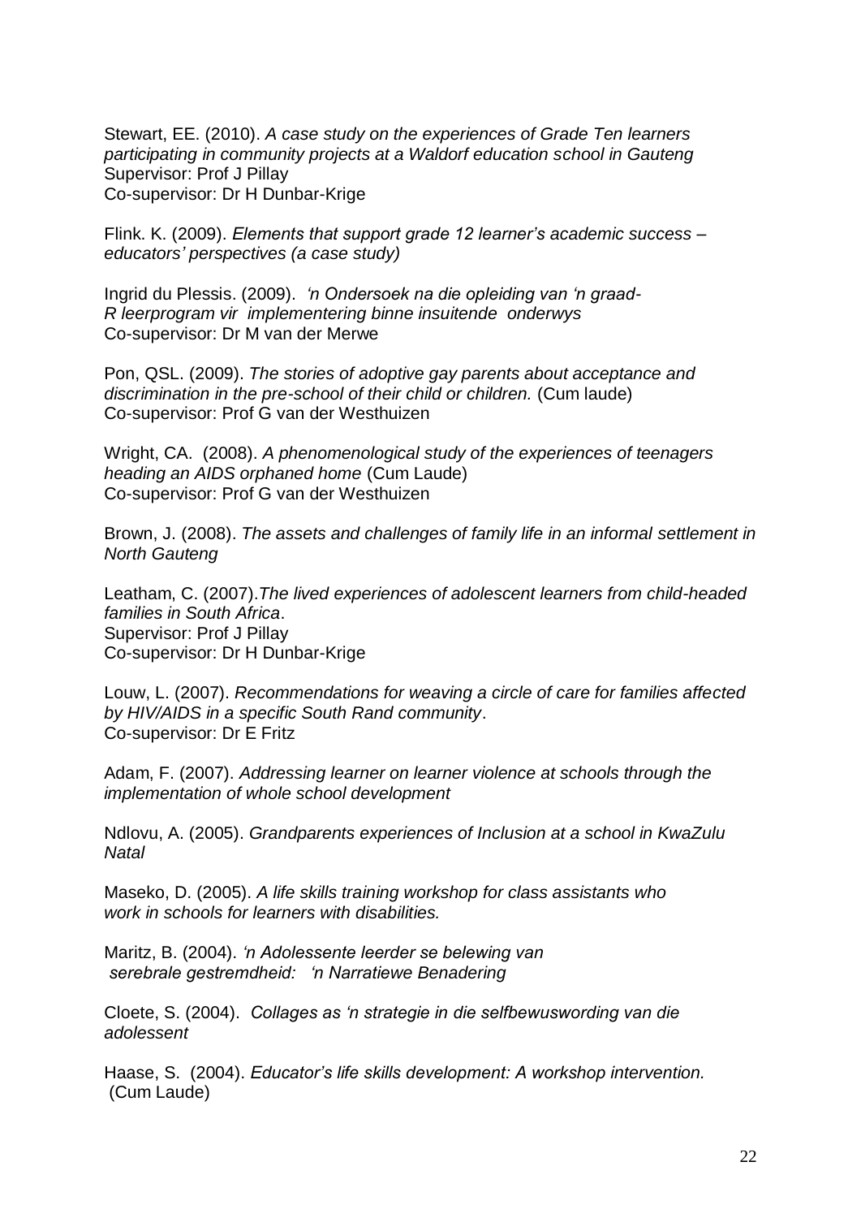Stewart, EE. (2010). *A case study on the experiences of Grade Ten learners participating in community projects at a Waldorf education school in Gauteng*
Supervisor: Prof J Pillay
Co-supervisor: Dr H Dunbar-Krige

Flink. K. (2009). *Elements that support grade 12 learner's academic success – educators' perspectives (a case study)*

Ingrid du Plessis. (2009). *'n Ondersoek na die opleiding van 'n graad-R leerprogram vir implementering binne insuitende onderwys*
Co-supervisor: Dr M van der Merwe

Pon, QSL. (2009). *The stories of adoptive gay parents about acceptance and discrimination in the pre-school of their child or children.* (Cum laude)
Co-supervisor: Prof G van der Westhuizen

Wright, CA. (2008). *A phenomenological study of the experiences of teenagers heading an AIDS orphaned home* (Cum Laude)
Co-supervisor: Prof G van der Westhuizen

Brown, J. (2008). *The assets and challenges of family life in an informal settlement in North Gauteng*

Leatham, C. (2007).*The lived experiences of adolescent learners from child-headed families in South Africa*.
Supervisor: Prof J Pillay
Co-supervisor: Dr H Dunbar-Krige

Louw, L. (2007). *Recommendations for weaving a circle of care for families affected by HIV/AIDS in a specific South Rand community*.
Co-supervisor: Dr E Fritz

Adam, F. (2007). *Addressing learner on learner violence at schools through the implementation of whole school development*

Ndlovu, A. (2005). *Grandparents experiences of Inclusion at a school in KwaZulu Natal*

Maseko, D. (2005). *A life skills training workshop for class assistants who work in schools for learners with disabilities.*

Maritz, B. (2004). *'n Adolessente leerder se belewing van serebrale gestremdheid: 'n Narratiewe Benadering*

Cloete, S. (2004). *Collages as 'n strategie in die selfbewuswording van die adolessent*

Haase, S. (2004). *Educator's life skills development: A workshop intervention.* (Cum Laude)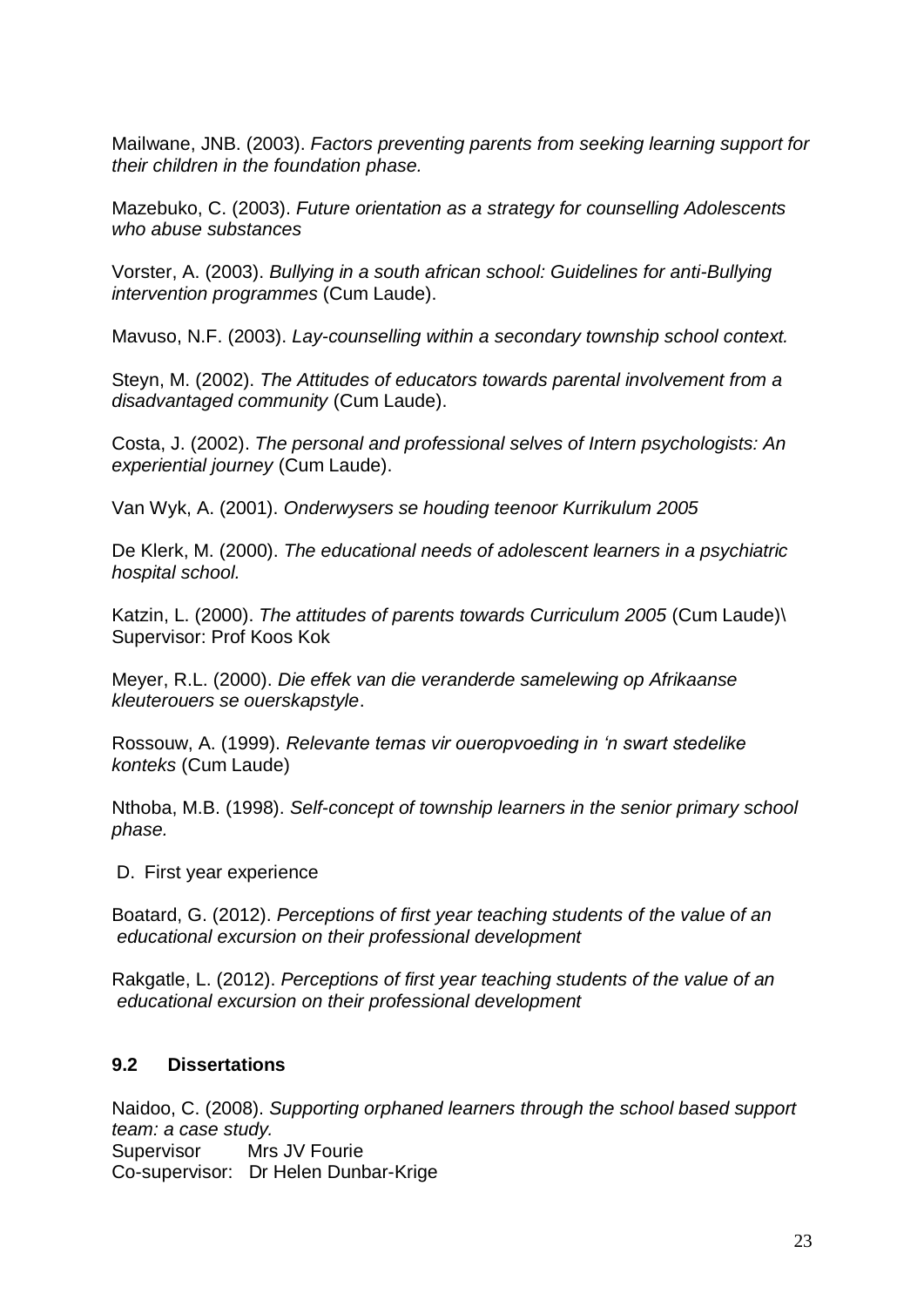Mailwane, JNB. (2003). *Factors preventing parents from seeking learning support for their children in the foundation phase.*

Mazebuko, C. (2003). *Future orientation as a strategy for counselling Adolescents who abuse substances*

Vorster, A. (2003). *Bullying in a south african school: Guidelines for anti-Bullying intervention programmes* (Cum Laude).

Mavuso, N.F. (2003). *Lay-counselling within a secondary township school context.*

Steyn, M. (2002). *The Attitudes of educators towards parental involvement from a disadvantaged community* (Cum Laude).

Costa, J. (2002). *The personal and professional selves of Intern psychologists: An experiential journey* (Cum Laude).

Van Wyk, A. (2001). *Onderwysers se houding teenoor Kurrikulum 2005*

De Klerk, M. (2000). *The educational needs of adolescent learners in a psychiatric hospital school.*

Katzin, L. (2000). *The attitudes of parents towards Curriculum 2005* (Cum Laude)\
Supervisor: Prof Koos Kok

Meyer, R.L. (2000). *Die effek van die veranderde samelewing op Afrikaanse kleuterouers se ouerskapstyle*.

Rossouw, A. (1999). *Relevante temas vir oueropvoeding in 'n swart stedelike konteks* (Cum Laude)

Nthoba, M.B. (1998). *Self-concept of township learners in the senior primary school phase.*

D. First year experience

Boatard, G. (2012). *Perceptions of first year teaching students of the value of an educational excursion on their professional development*

Rakgatle, L. (2012). *Perceptions of first year teaching students of the value of an educational excursion on their professional development*

### 9.2 Dissertations

Naidoo, C. (2008). *Supporting orphaned learners through the school based support team: a case study.*
Supervisor Mrs JV Fourie
Co-supervisor: Dr Helen Dunbar-Krige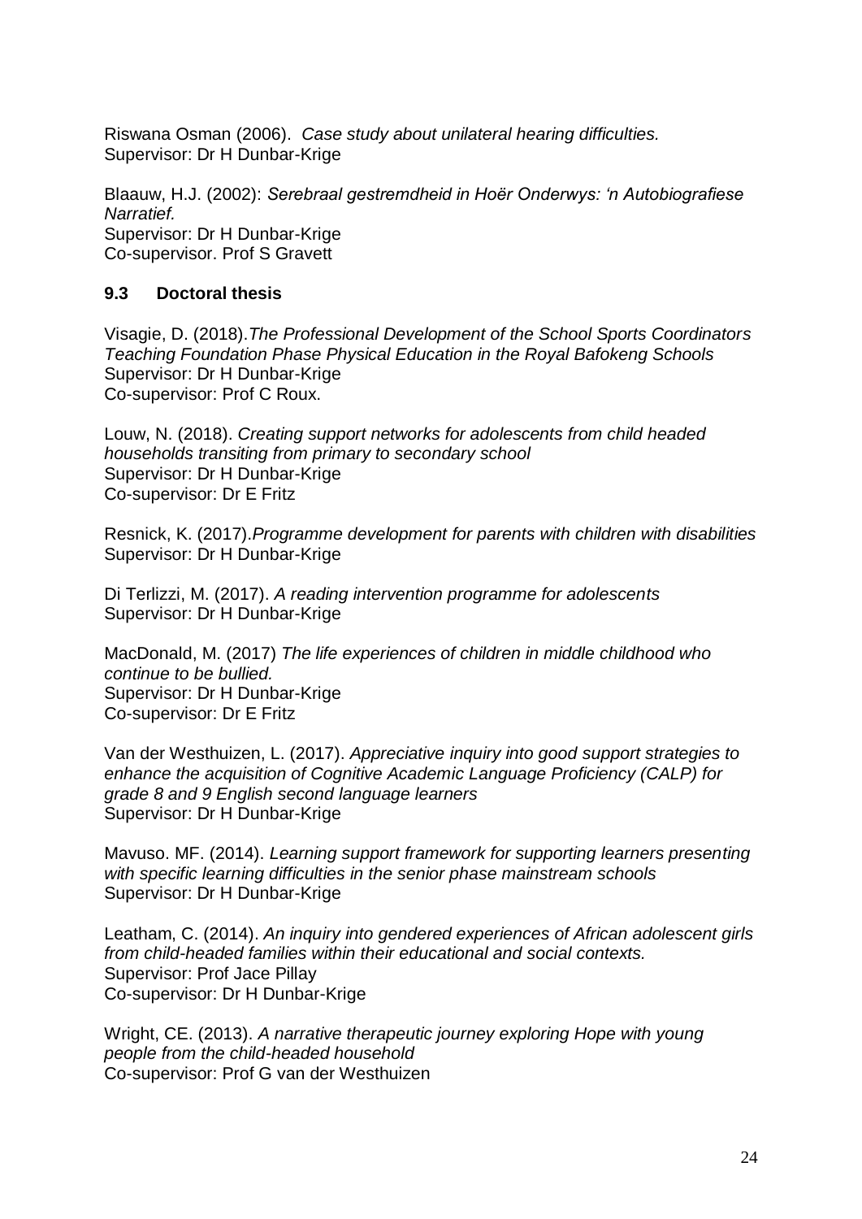Riswana Osman (2006). *Case study about unilateral hearing difficulties.*
Supervisor: Dr H Dunbar-Krige

Blaauw, H.J. (2002): *Serebraal gestremdheid in Hoër Onderwys: 'n Autobiografiese Narratief.*
Supervisor: Dr H Dunbar-Krige
Co-supervisor. Prof S Gravett

### 9.3 Doctoral thesis

Visagie, D. (2018).*The Professional Development of the School Sports Coordinators Teaching Foundation Phase Physical Education in the Royal Bafokeng Schools*
Supervisor: Dr H Dunbar-Krige
Co-supervisor: Prof C Roux.

Louw, N. (2018). *Creating support networks for adolescents from child headed households transiting from primary to secondary school*
Supervisor: Dr H Dunbar-Krige
Co-supervisor: Dr E Fritz

Resnick, K. (2017).*Programme development for parents with children with disabilities*
Supervisor: Dr H Dunbar-Krige

Di Terlizzi, M. (2017). *A reading intervention programme for adolescents*
Supervisor: Dr H Dunbar-Krige

MacDonald, M. (2017) *The life experiences of children in middle childhood who continue to be bullied.*
Supervisor: Dr H Dunbar-Krige
Co-supervisor: Dr E Fritz

Van der Westhuizen, L. (2017). *Appreciative inquiry into good support strategies to enhance the acquisition of Cognitive Academic Language Proficiency (CALP) for grade 8 and 9 English second language learners*
Supervisor: Dr H Dunbar-Krige

Mavuso. MF. (2014). *Learning support framework for supporting learners presenting with specific learning difficulties in the senior phase mainstream schools*
Supervisor: Dr H Dunbar-Krige

Leatham, C. (2014). *An inquiry into gendered experiences of African adolescent girls from child-headed families within their educational and social contexts.*
Supervisor: Prof Jace Pillay
Co-supervisor: Dr H Dunbar-Krige

Wright, CE. (2013). *A narrative therapeutic journey exploring Hope with young people from the child-headed household*
Co-supervisor: Prof G van der Westhuizen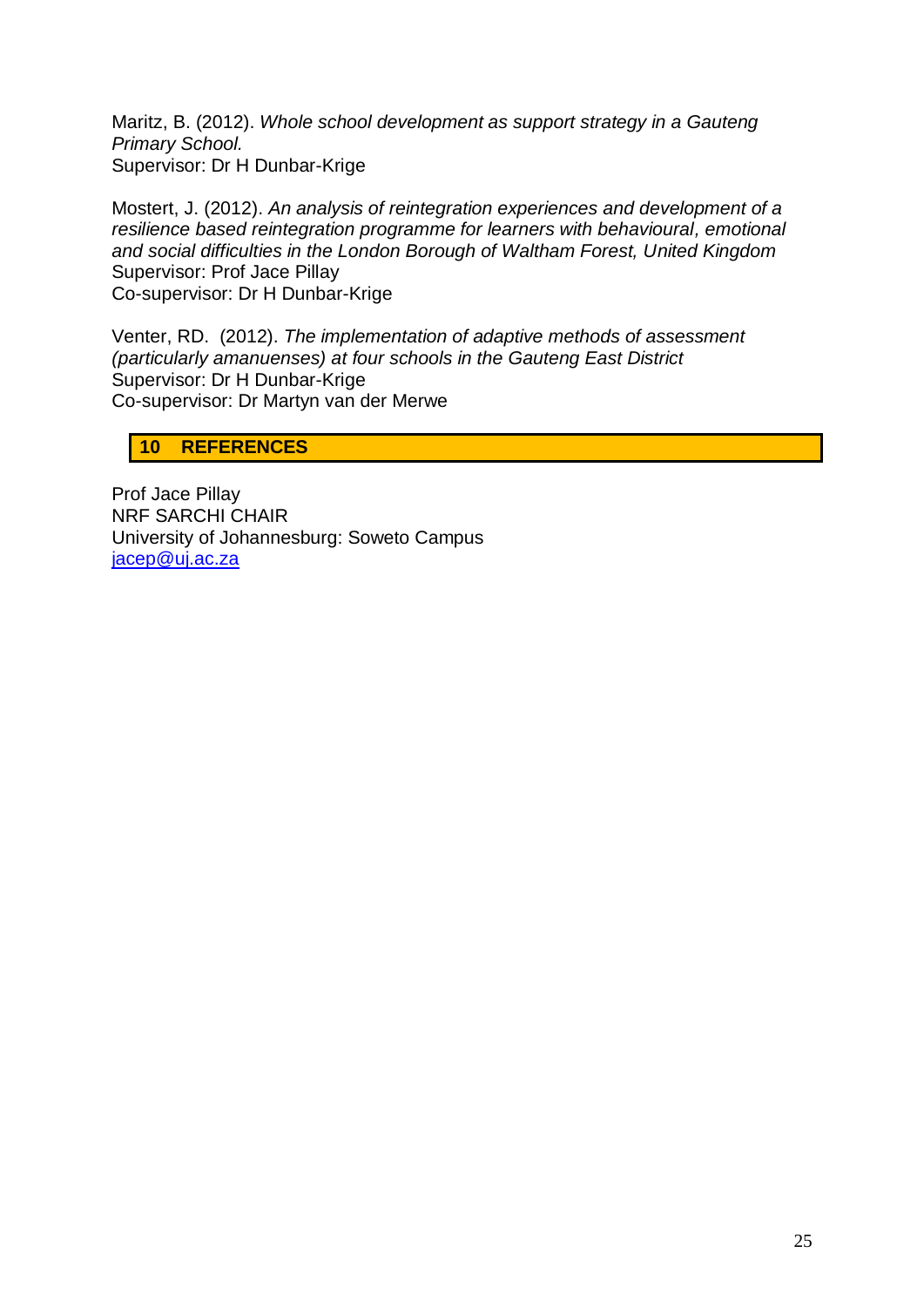Maritz, B. (2012). *Whole school development as support strategy in a Gauteng Primary School.*
Supervisor: Dr H Dunbar-Krige

Mostert, J. (2012). *An analysis of reintegration experiences and development of a resilience based reintegration programme for learners with behavioural, emotional and social difficulties in the London Borough of Waltham Forest, United Kingdom*
Supervisor: Prof Jace Pillay
Co-supervisor: Dr H Dunbar-Krige

Venter, RD. (2012). *The implementation of adaptive methods of assessment (particularly amanuenses) at four schools in the Gauteng East District*
Supervisor: Dr H Dunbar-Krige
Co-supervisor: Dr Martyn van der Merwe

## 10 REFERENCES

Prof Jace Pillay
NRF SARCHI CHAIR
University of Johannesburg: Soweto Campus
jacep@uj.ac.za